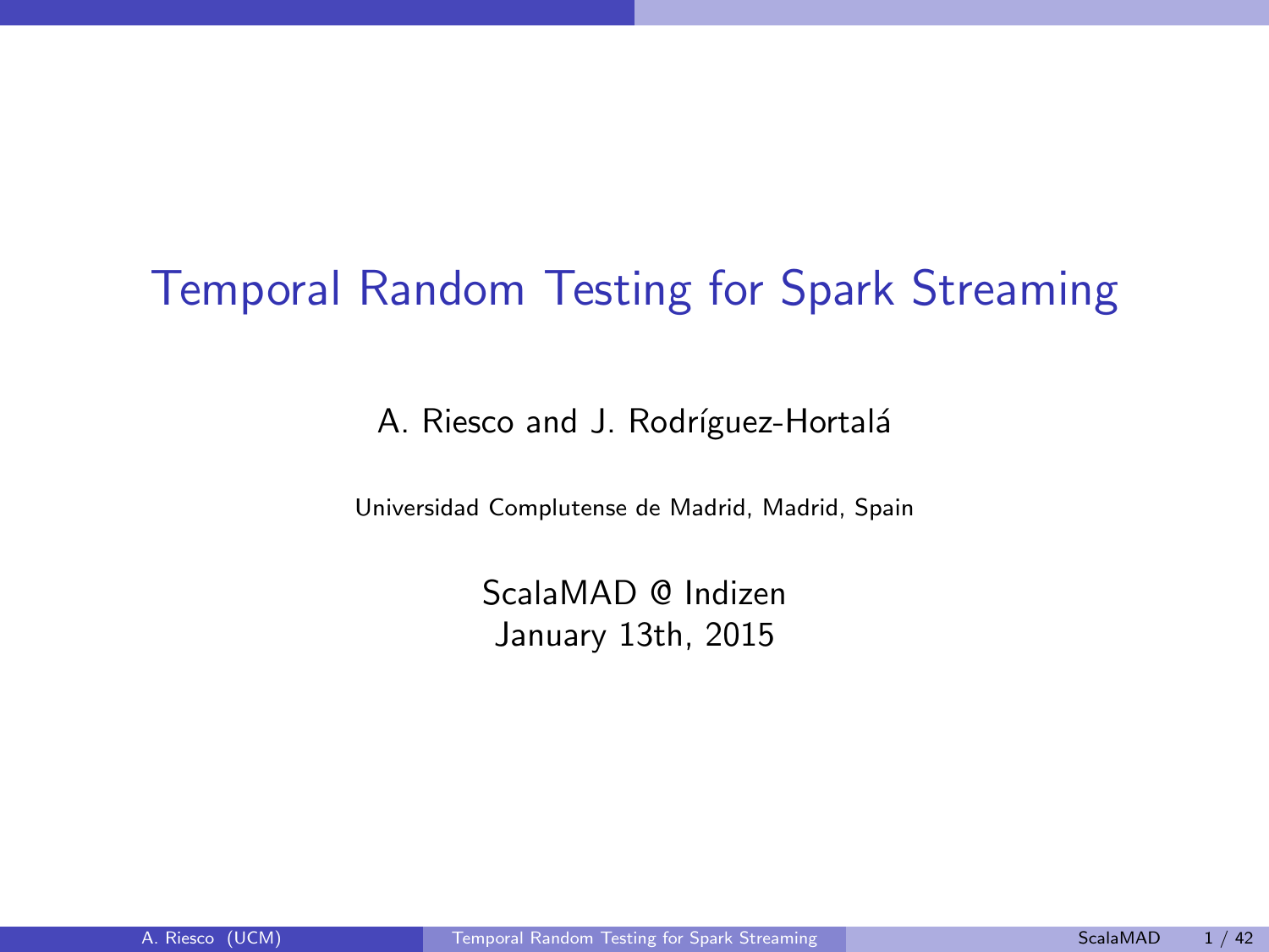# Temporal Random Testing for Spark Streaming

A. Riesco and J. Rodríguez-Hortalá

Universidad Complutense de Madrid, Madrid, Spain

ScalaMAD @ Indizen
January 13th, 2015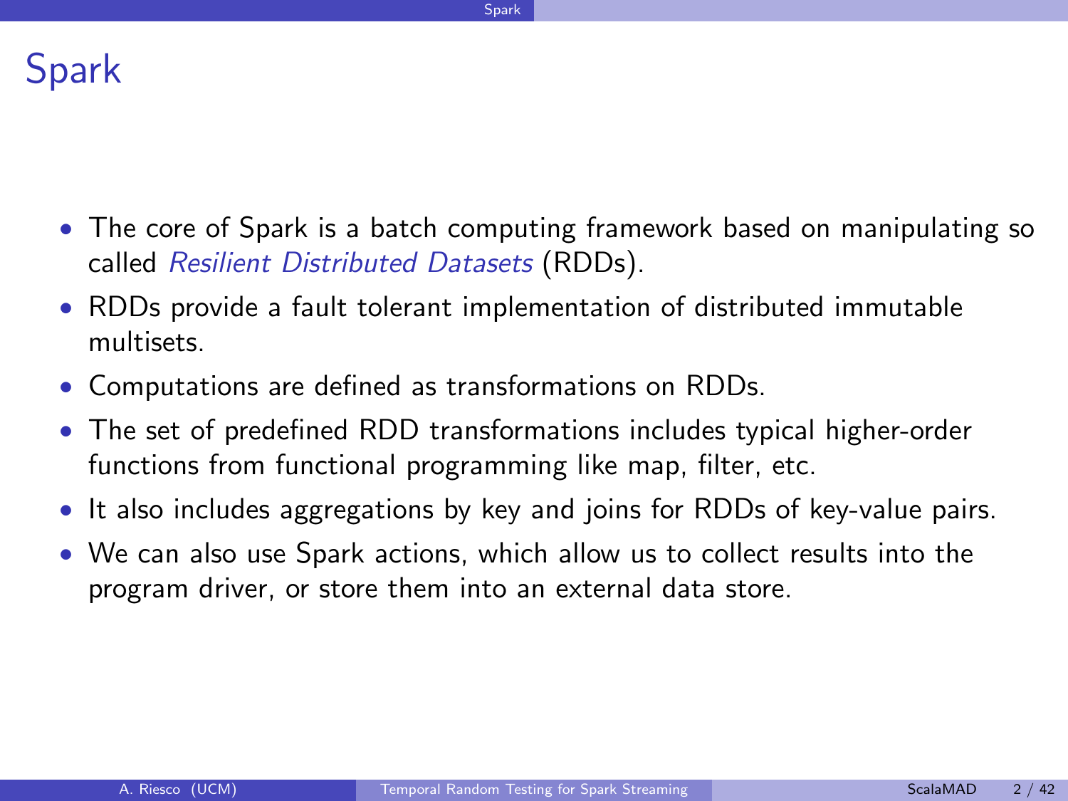# Spark

- The core of Spark is a batch computing framework based on manipulating so called *Resilient Distributed Datasets* (RDDs).
- RDDs provide a fault tolerant implementation of distributed immutable multisets.
- Computations are defined as transformations on RDDs.
- The set of predefined RDD transformations includes typical higher-order functions from functional programming like map, filter, etc.
- It also includes aggregations by key and joins for RDDs of key-value pairs.
- We can also use Spark actions, which allow us to collect results into the program driver, or store them into an external data store.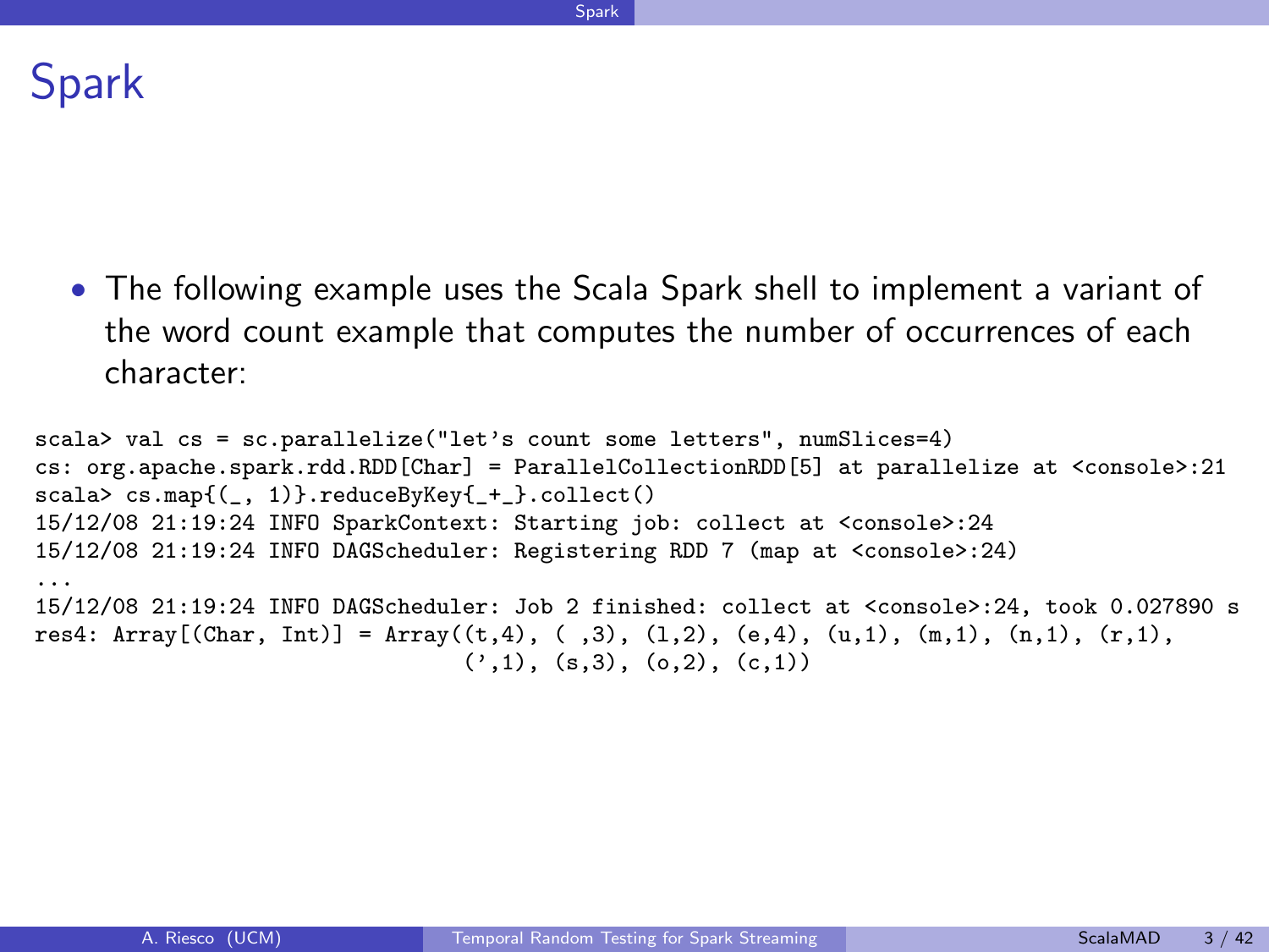# Spark

- The following example uses the Scala Spark shell to implement a variant of the word count example that computes the number of occurrences of each character:

```
scala> val cs = sc.parallelize("let's count some letters", numSlices=4)
cs: org.apache.spark.rdd.RDD[Char] = ParallelCollectionRDD[5] at parallelize at <console>:21
scala> cs.map{(_, 1)}.reduceByKey{_+_}.collect()
15/12/08 21:19:24 INFO SparkContext: Starting job: collect at <console>:24
15/12/08 21:19:24 INFO DAGScheduler: Registering RDD 7 (map at <console>:24)
...
15/12/08 21:19:24 INFO DAGScheduler: Job 2 finished: collect at <console>:24, took 0.027890 s
res4: Array[(Char, Int)] = Array((t,4), ( ,3), (l,2), (e,4), (u,1), (m,1), (n,1), (r,1),
                                 (',1), (s,3), (o,2), (c,1))
```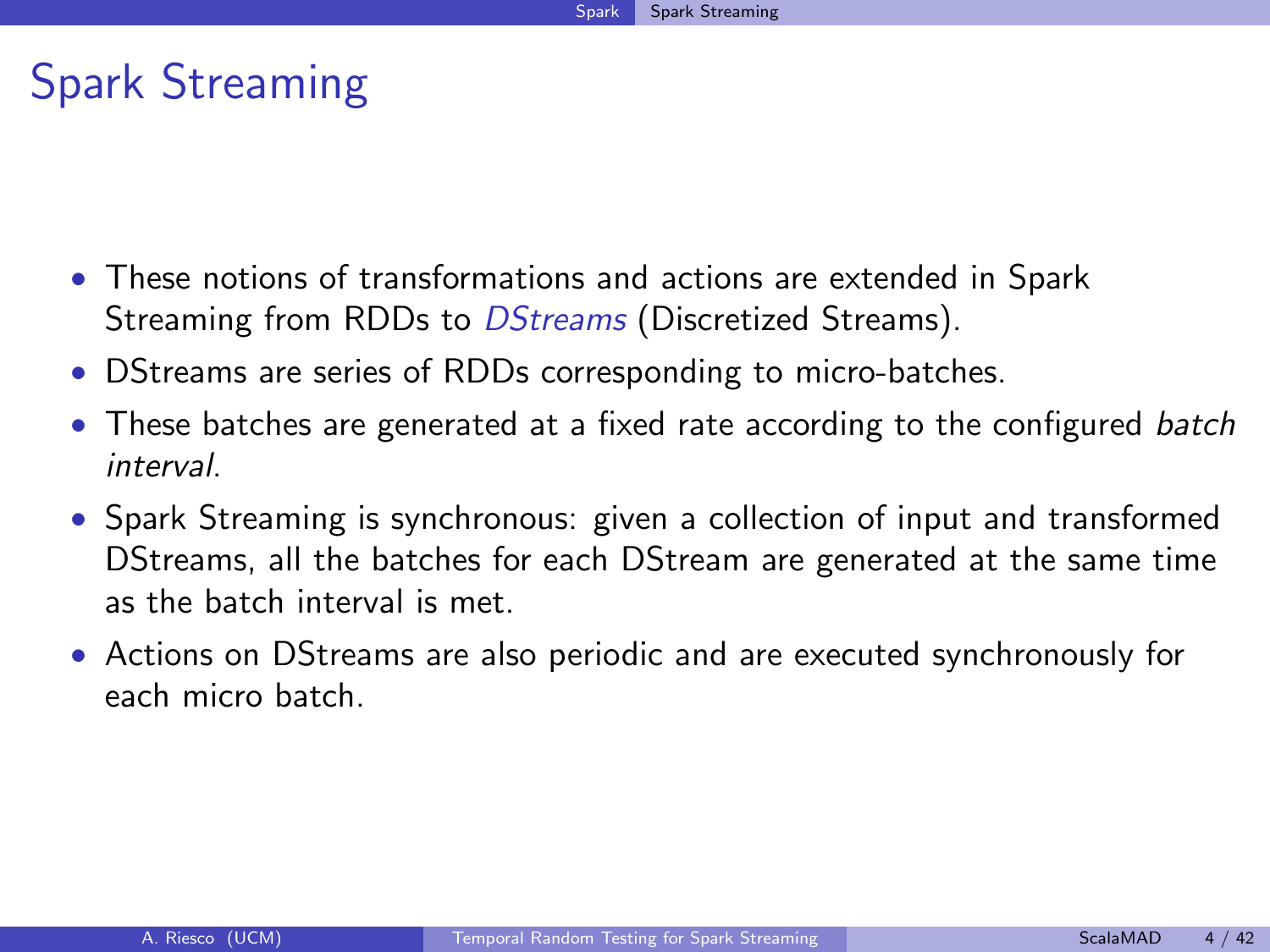# Spark Streaming

- These notions of transformations and actions are extended in Spark Streaming from RDDs to *DStreams* (Discretized Streams).
- DStreams are series of RDDs corresponding to micro-batches.
- These batches are generated at a fixed rate according to the configured *batch interval*.
- Spark Streaming is synchronous: given a collection of input and transformed DStreams, all the batches for each DStream are generated at the same time as the batch interval is met.
- Actions on DStreams are also periodic and are executed synchronously for each micro batch.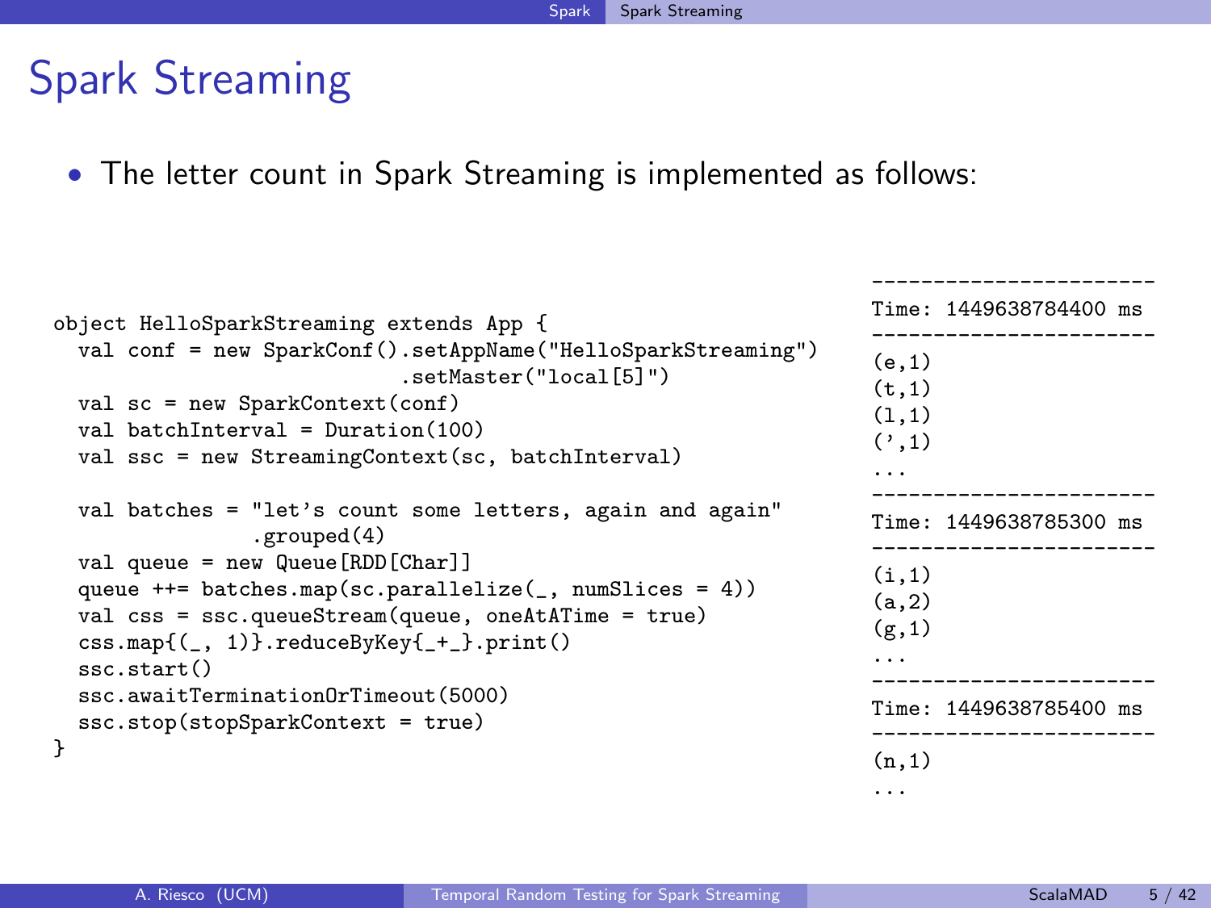# Spark Streaming

- The letter count in Spark Streaming is implemented as follows:

```
object HelloSparkStreaming extends App {
  val conf = new SparkConf().setAppName("HelloSparkStreaming")
                            .setMaster("local[5]")
  val sc = new SparkContext(conf)
  val batchInterval = Duration(100)
  val ssc = new StreamingContext(sc, batchInterval)

  val batches = "let's count some letters, again and again"
                .grouped(4)
  val queue = new Queue[RDD[Char]]
  queue ++= batches.map(sc.parallelize(_, numSlices = 4))
  val css = ssc.queueStream(queue, oneAtATime = true)
  css.map{(_, 1)}.reduceByKey{_+_}.print()
  ssc.start()
  ssc.awaitTerminationOrTimeout(5000)
  ssc.stop(stopSparkContext = true)
}
```

```
-----------------------
Time: 1449638784400 ms
-----------------------
(e,1)
(t,1)
(l,1)
(',1)
...
-----------------------
Time: 1449638785300 ms
-----------------------
(i,1)
(a,2)
(g,1)
...
-----------------------
Time: 1449638785400 ms
-----------------------
(n,1)
...
```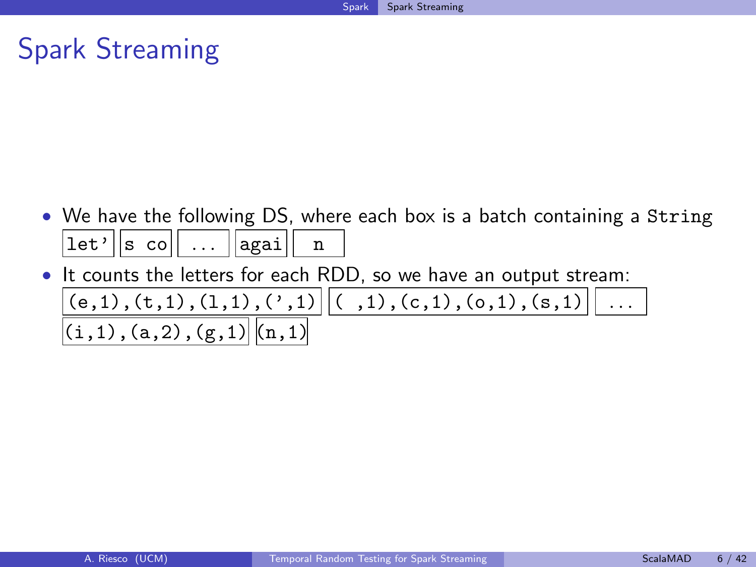# Spark Streaming

- We have the following DS, where each box is a batch containing a `String`

  `let'` | `s co` | `...` | `agai` | `n`

- It counts the letters for each RDD, so we have an output stream:

  `(e,1),(t,1),(l,1),(',1)` | `( ,1),(c,1),(o,1),(s,1)` | `...` | `(i,1),(a,2),(g,1)` | `(n,1)`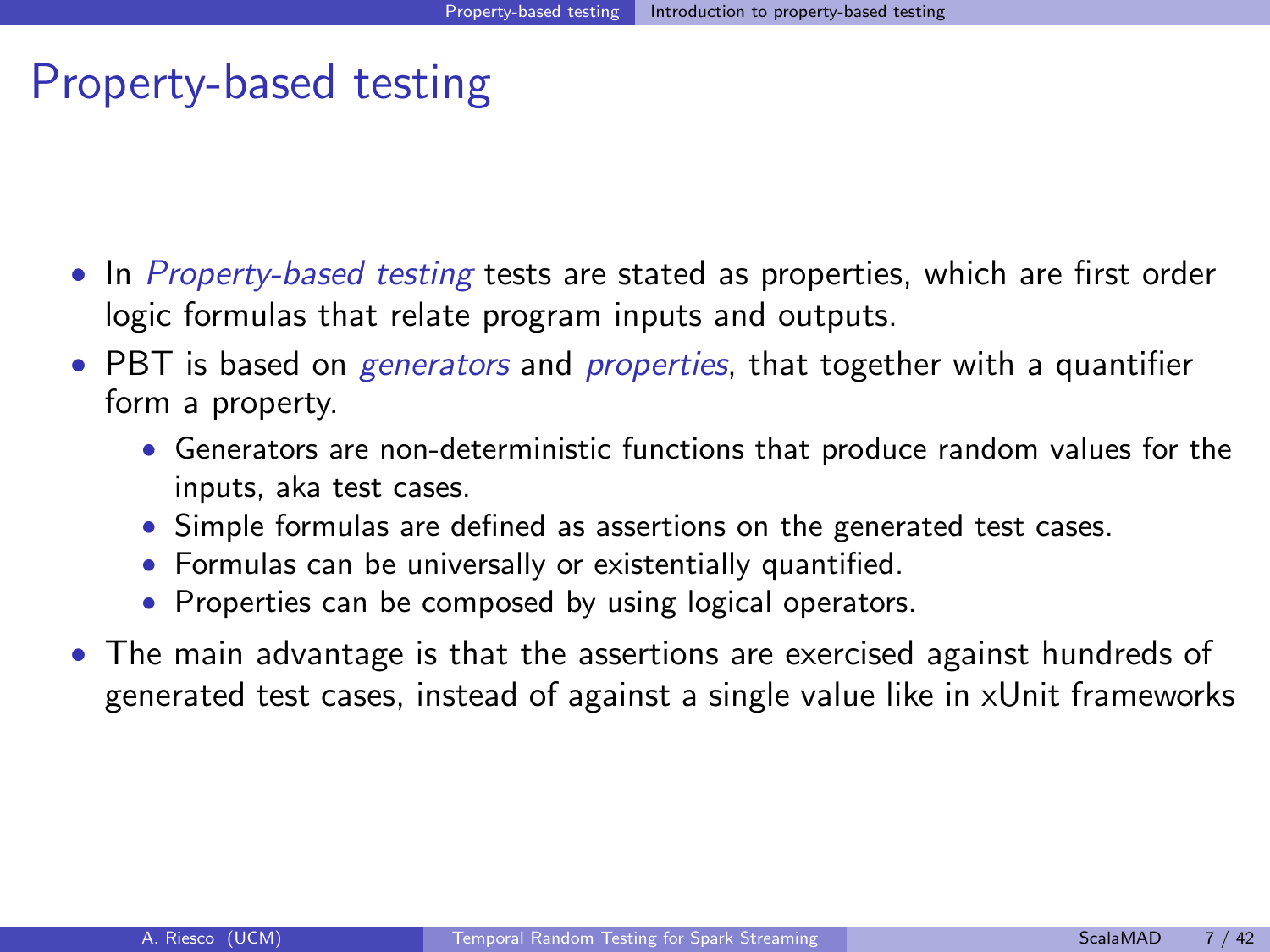# Property-based testing

- In *Property-based testing* tests are stated as properties, which are first order logic formulas that relate program inputs and outputs.
- PBT is based on *generators* and *properties*, that together with a quantifier form a property.
  - Generators are non-deterministic functions that produce random values for the inputs, aka test cases.
  - Simple formulas are defined as assertions on the generated test cases.
  - Formulas can be universally or existentially quantified.
  - Properties can be composed by using logical operators.
- The main advantage is that the assertions are exercised against hundreds of generated test cases, instead of against a single value like in xUnit frameworks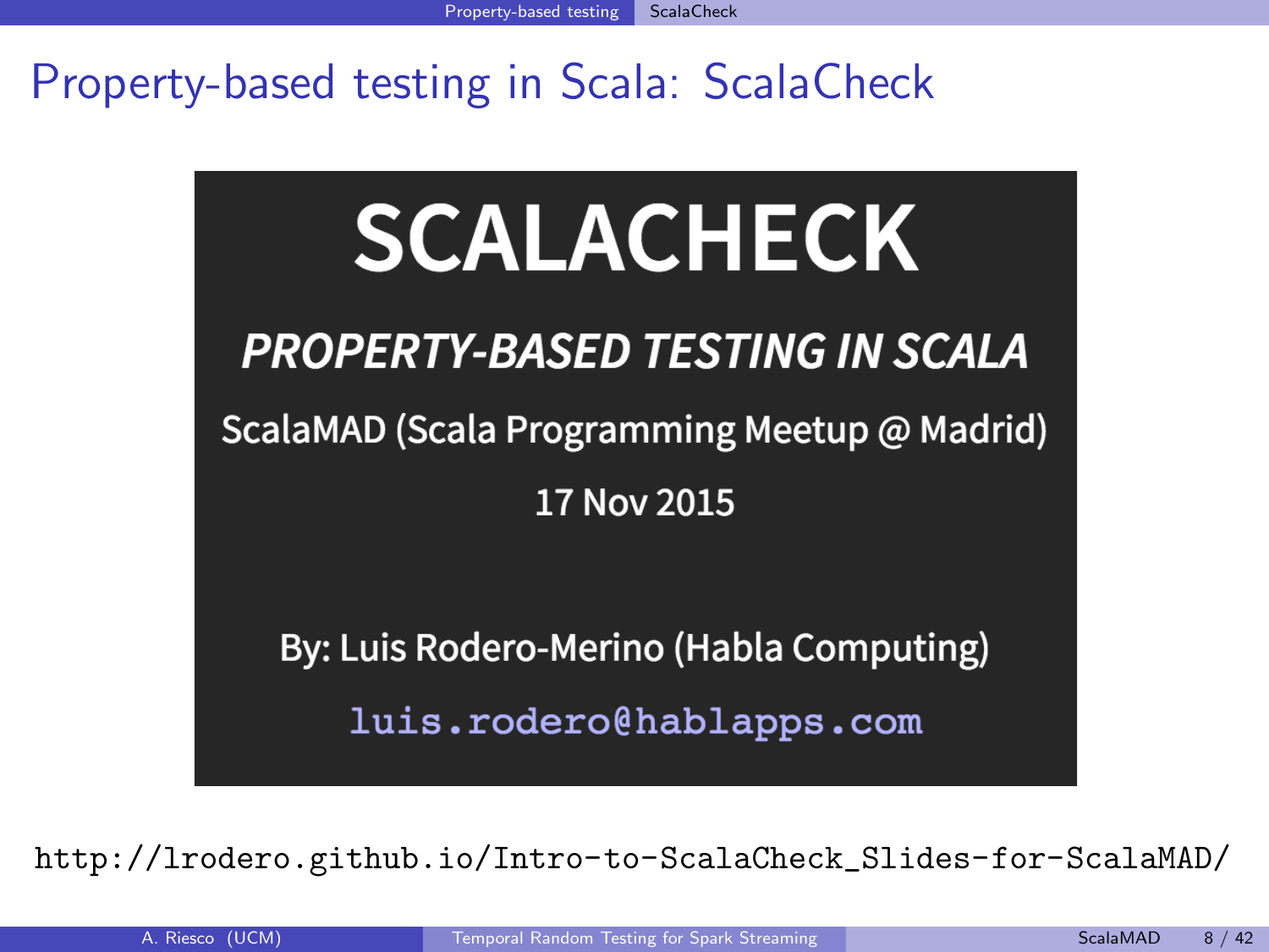# Property-based testing in Scala: ScalaCheck

SCALACHECK

*PROPERTY-BASED TESTING IN SCALA*

ScalaMAD (Scala Programming Meetup @ Madrid)

17 Nov 2015

By: Luis Rodero-Merino (Habla Computing)

luis.rodero@hablapps.com

http://lrodero.github.io/Intro-to-ScalaCheck_Slides-for-ScalaMAD/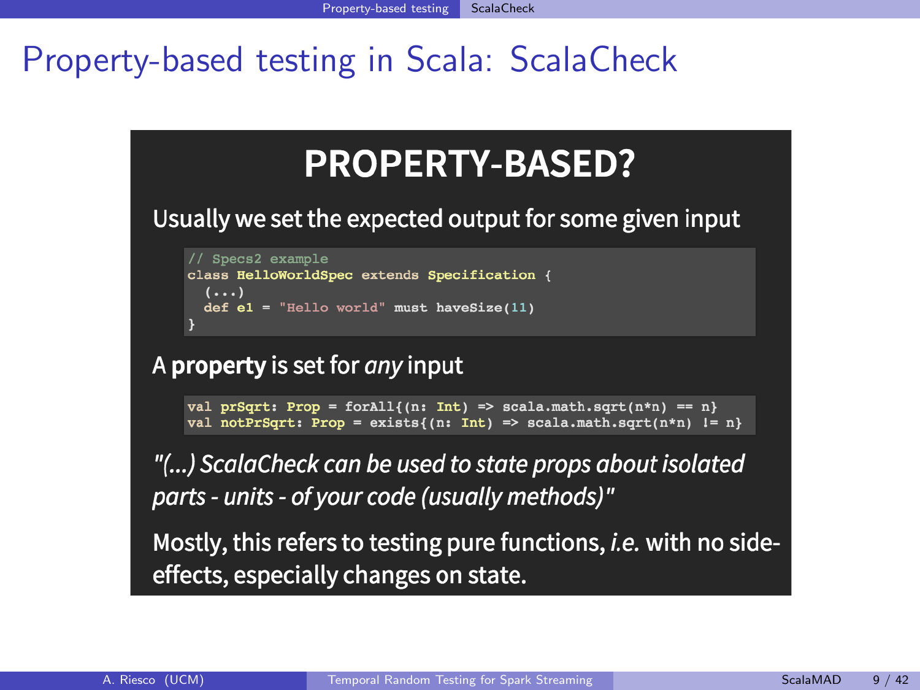# Property-based testing in Scala: ScalaCheck

## PROPERTY-BASED?

Usually we set the expected output for some given input

```scala
// Specs2 example
class HelloWorldSpec extends Specification {
  (...)
  def e1 = "Hello world" must haveSize(11)
}
```

A **property** is set for *any* input

```scala
val prSqrt: Prop = forAll{(n: Int) => scala.math.sqrt(n*n) == n}
val notPrSqrt: Prop = exists{(n: Int) => scala.math.sqrt(n*n) != n}
```

*"(...) ScalaCheck can be used to state props about isolated parts - units - of your code (usually methods)"*

Mostly, this refers to testing pure functions, *i.e.* with no side-effects, especially changes on state.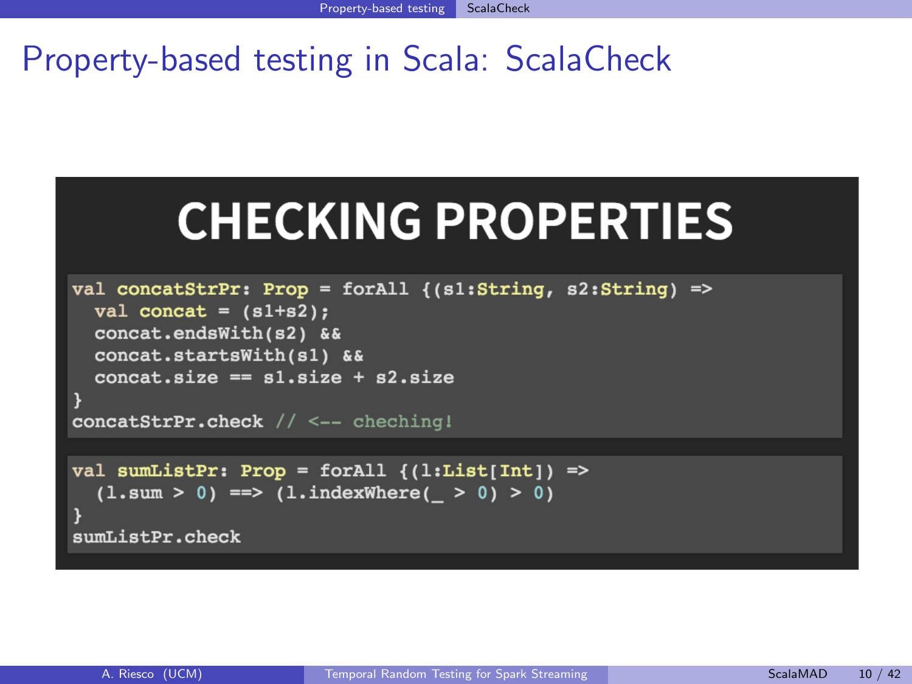# Property-based testing in Scala: ScalaCheck

## CHECKING PROPERTIES

```scala
val concatStrPr: Prop = forAll {(s1:String, s2:String) =>
  val concat = (s1+s2);
  concat.endsWith(s2) &&
  concat.startsWith(s1) &&
  concat.size == s1.size + s2.size
}
concatStrPr.check // <-- cheching!
```

```scala
val sumListPr: Prop = forAll {(l:List[Int]) =>
  (l.sum > 0) ==> (l.indexWhere(_ > 0) > 0)
}
sumListPr.check
```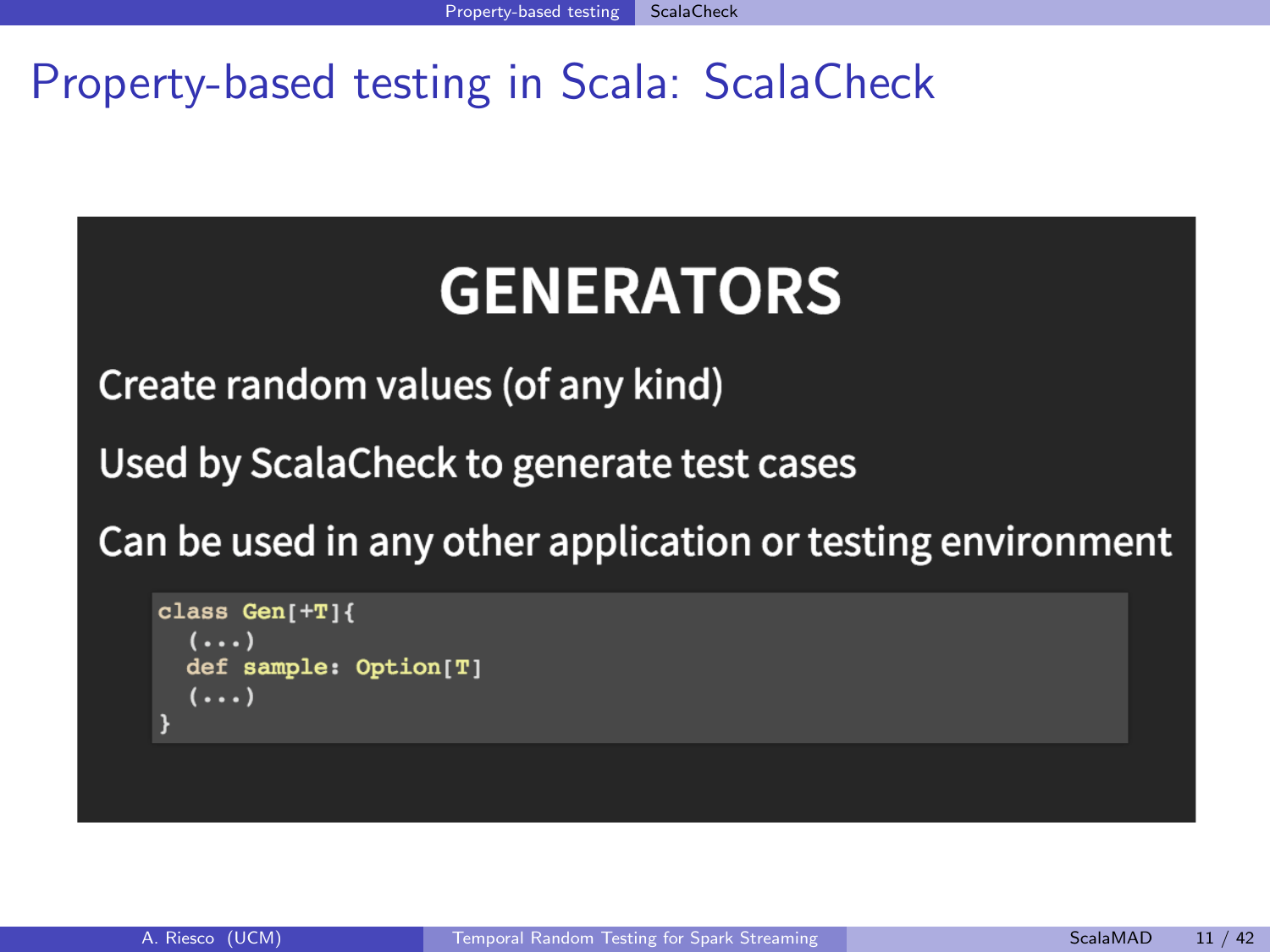# Property-based testing in Scala: ScalaCheck

## GENERATORS

Create random values (of any kind)

Used by ScalaCheck to generate test cases

Can be used in any other application or testing environment

```
class Gen[+T]{
  (...)
  def sample: Option[T]
  (...)
}
```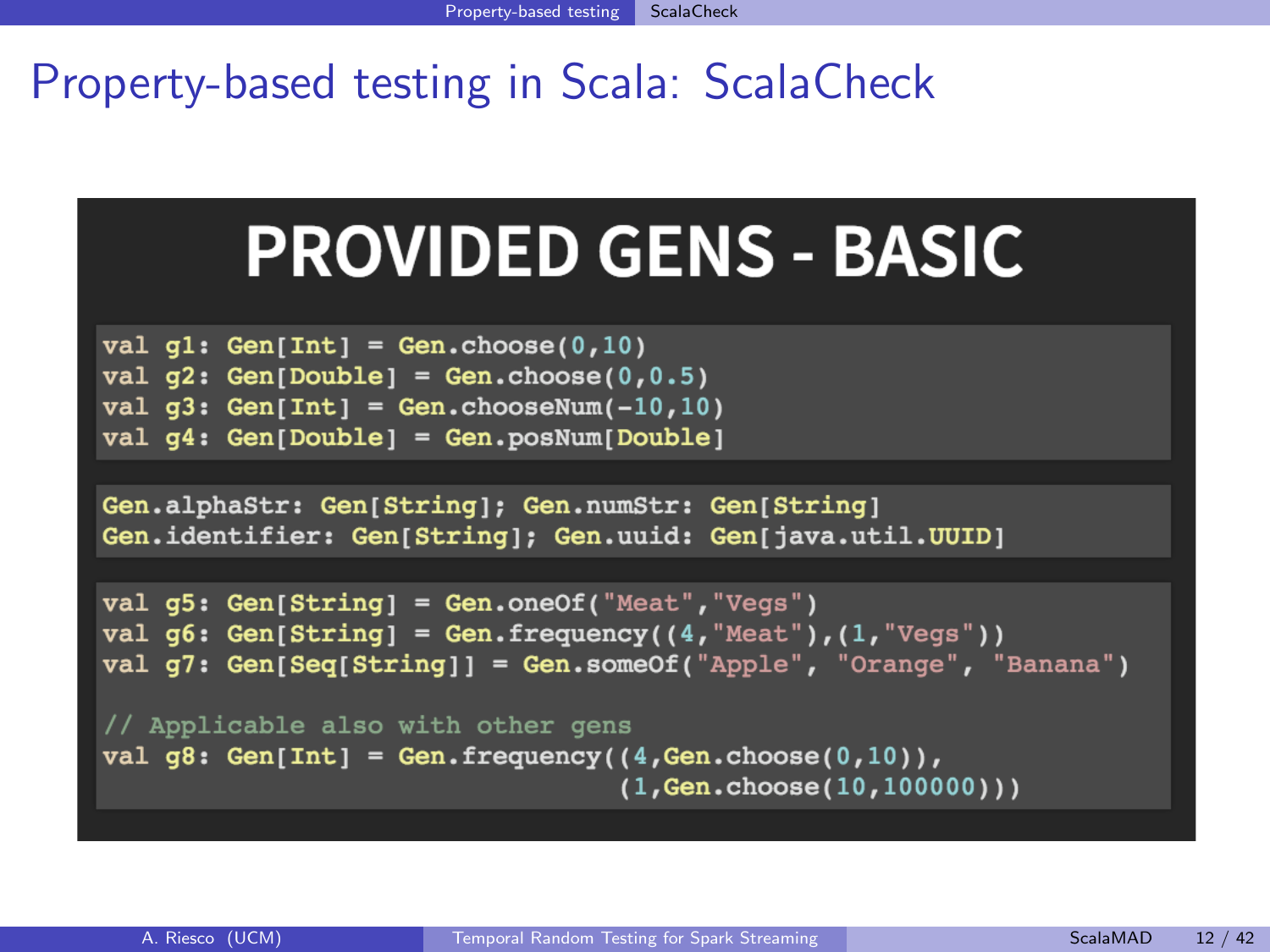# Property-based testing in Scala: ScalaCheck

## PROVIDED GENS - BASIC

```scala
val g1: Gen[Int] = Gen.choose(0,10)
val g2: Gen[Double] = Gen.choose(0,0.5)
val g3: Gen[Int] = Gen.chooseNum(-10,10)
val g4: Gen[Double] = Gen.posNum[Double]
```

```scala
Gen.alphaStr: Gen[String]; Gen.numStr: Gen[String]
Gen.identifier: Gen[String]; Gen.uuid: Gen[java.util.UUID]
```

```scala
val g5: Gen[String] = Gen.oneOf("Meat","Vegs")
val g6: Gen[String] = Gen.frequency((4,"Meat"),(1,"Vegs"))
val g7: Gen[Seq[String]] = Gen.someOf("Apple", "Orange", "Banana")

// Applicable also with other gens
val g8: Gen[Int] = Gen.frequency((4,Gen.choose(0,10)),
                                 (1,Gen.choose(10,100000)))
```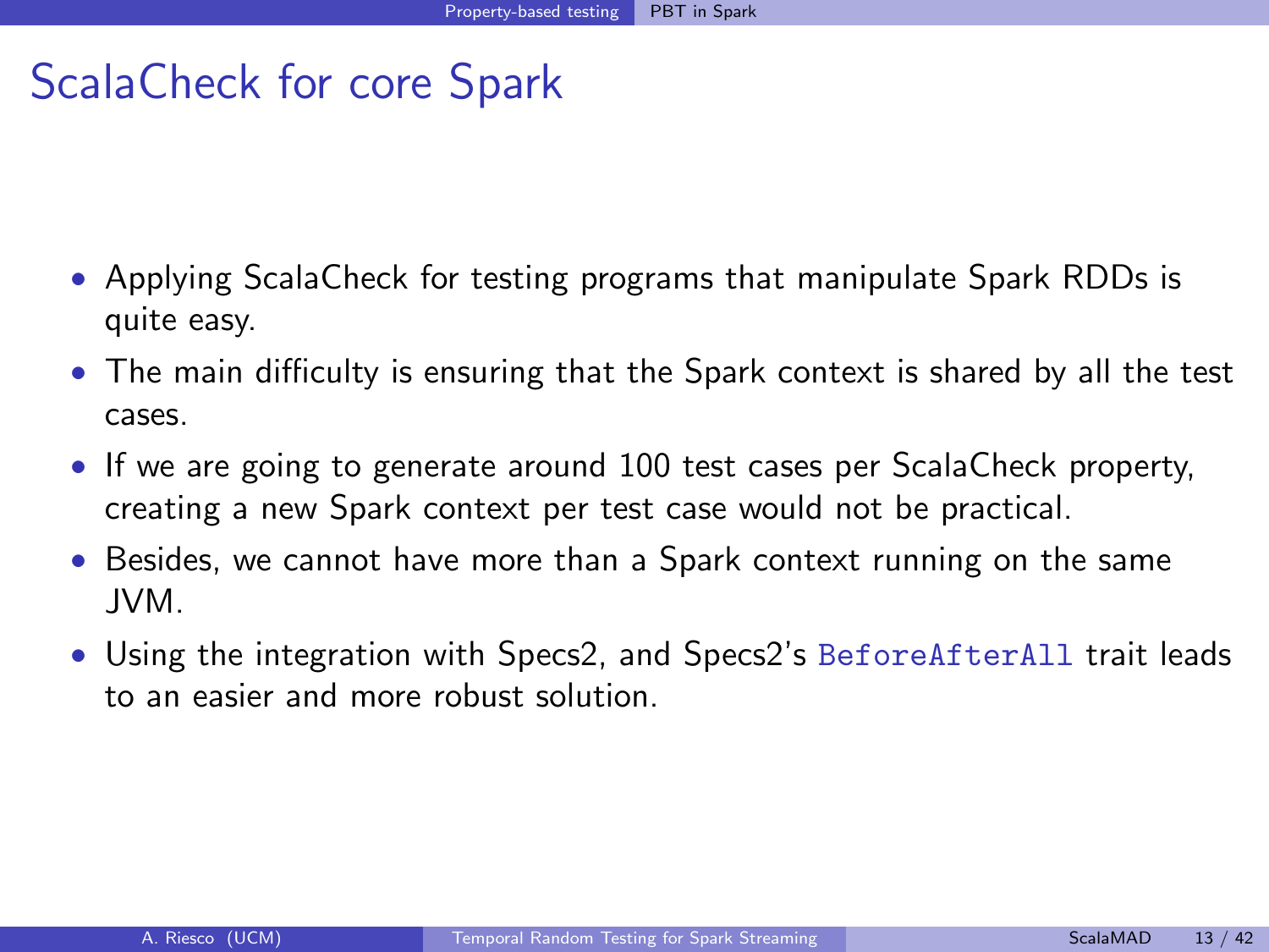# ScalaCheck for core Spark

- Applying ScalaCheck for testing programs that manipulate Spark RDDs is quite easy.
- The main difficulty is ensuring that the Spark context is shared by all the test cases.
- If we are going to generate around 100 test cases per ScalaCheck property, creating a new Spark context per test case would not be practical.
- Besides, we cannot have more than a Spark context running on the same JVM.
- Using the integration with Specs2, and Specs2's `BeforeAfterAll` trait leads to an easier and more robust solution.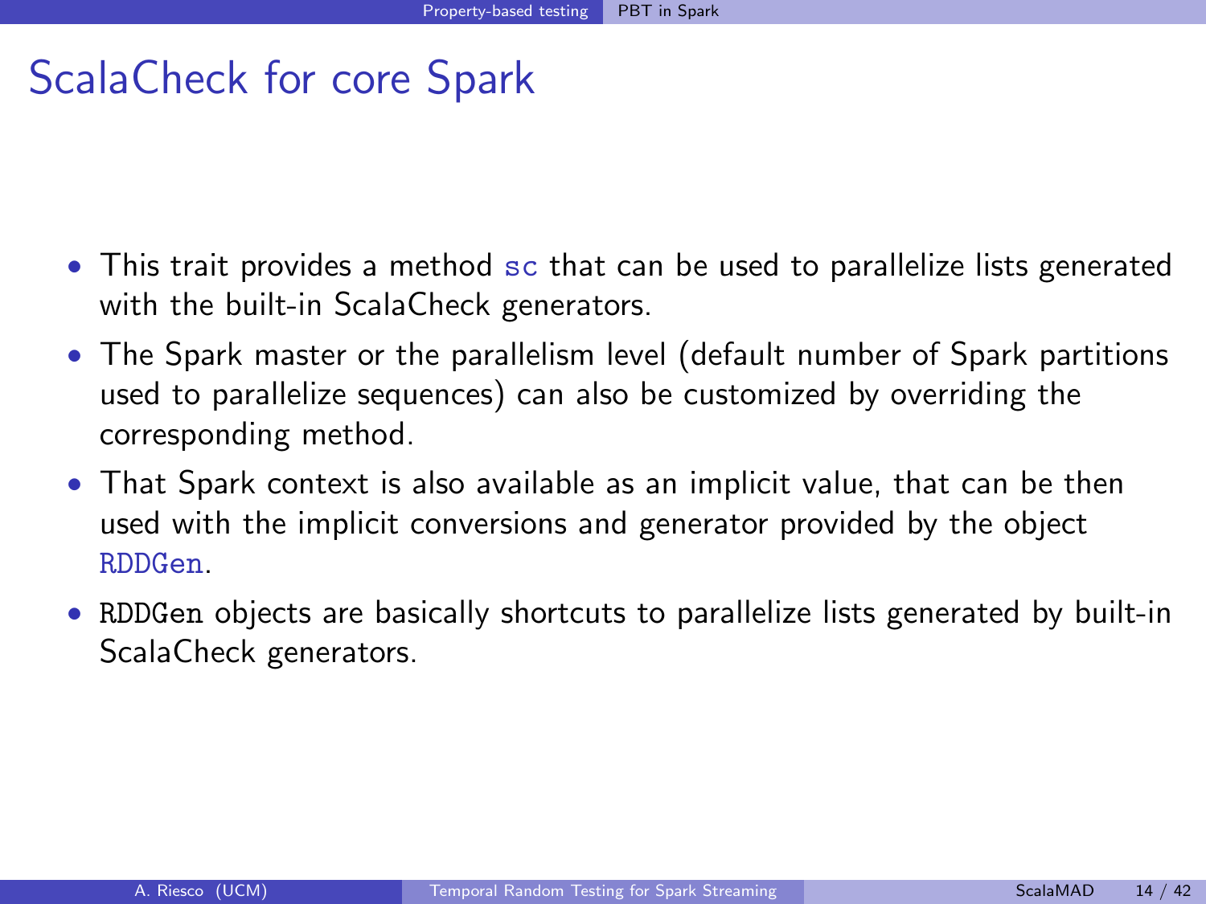# ScalaCheck for core Spark

- This trait provides a method `sc` that can be used to parallelize lists generated with the built-in ScalaCheck generators.
- The Spark master or the parallelism level (default number of Spark partitions used to parallelize sequences) can also be customized by overriding the corresponding method.
- That Spark context is also available as an implicit value, that can be then used with the implicit conversions and generator provided by the object `RDDGen`.
- `RDDGen` objects are basically shortcuts to parallelize lists generated by built-in ScalaCheck generators.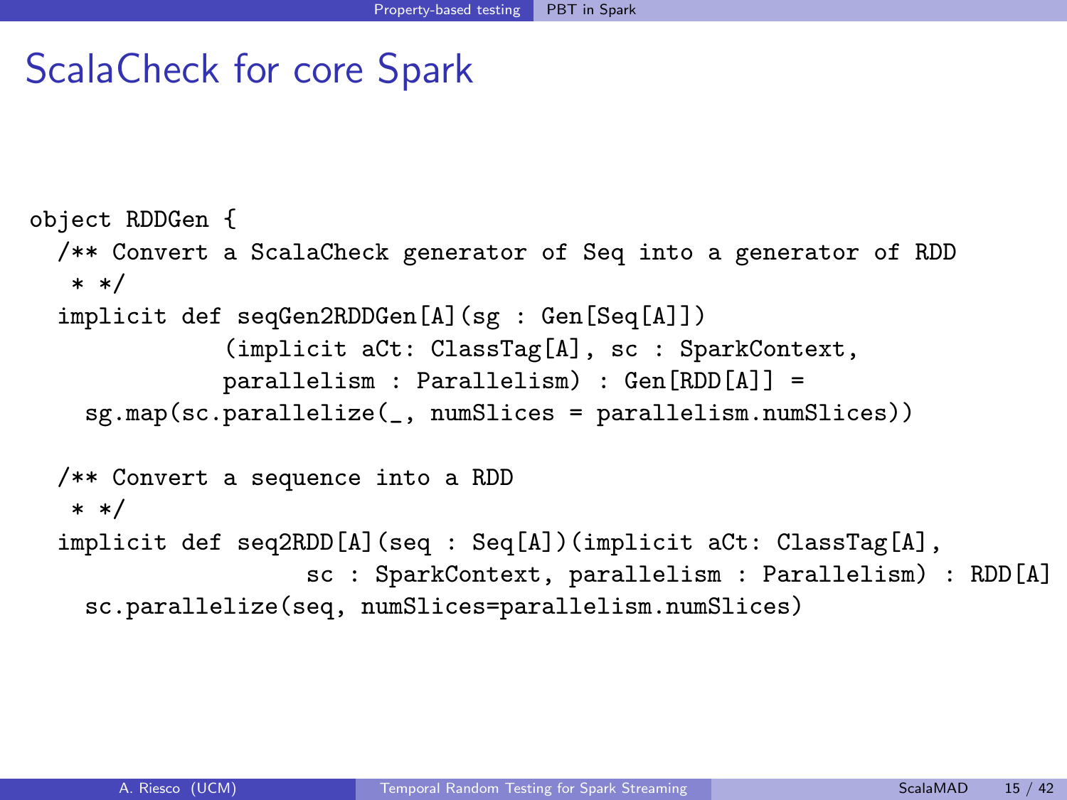# ScalaCheck for core Spark

```
object RDDGen {
  /** Convert a ScalaCheck generator of Seq into a generator of RDD
   * */
  implicit def seqGen2RDDGen[A](sg : Gen[Seq[A]])
              (implicit aCt: ClassTag[A], sc : SparkContext,
              parallelism : Parallelism) : Gen[RDD[A]] =
    sg.map(sc.parallelize(_, numSlices = parallelism.numSlices))

  /** Convert a sequence into a RDD
   * */
  implicit def seq2RDD[A](seq : Seq[A])(implicit aCt: ClassTag[A],
                    sc : SparkContext, parallelism : Parallelism) : RDD[A]
    sc.parallelize(seq, numSlices=parallelism.numSlices)
```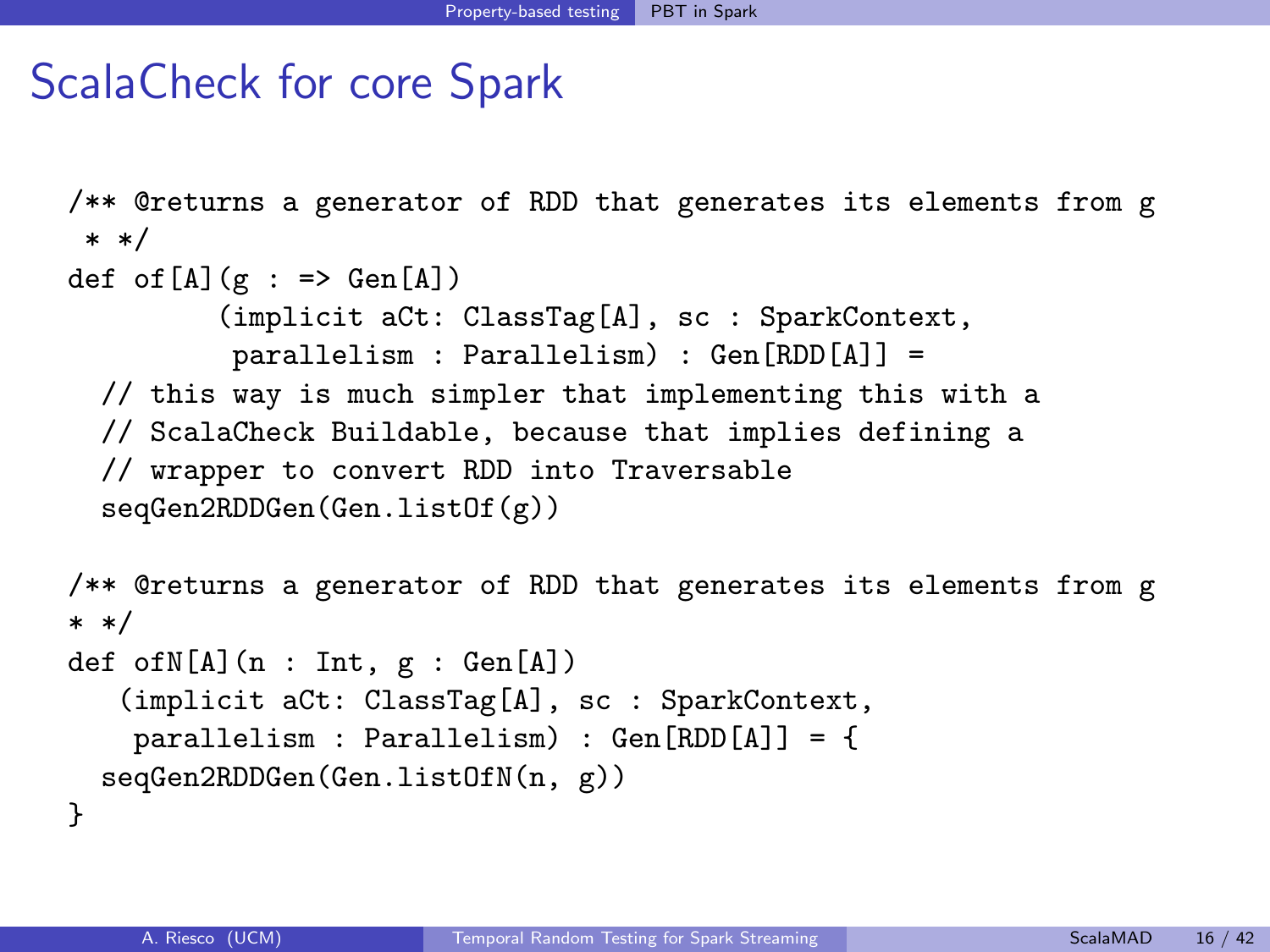# ScalaCheck for core Spark

```
/** @returns a generator of RDD that generates its elements from g
 * */
def of[A](g : => Gen[A])
         (implicit aCt: ClassTag[A], sc : SparkContext,
          parallelism : Parallelism) : Gen[RDD[A]] =
  // this way is much simpler that implementing this with a
  // ScalaCheck Buildable, because that implies defining a
  // wrapper to convert RDD into Traversable
  seqGen2RDDGen(Gen.listOf(g))

/** @returns a generator of RDD that generates its elements from g
* */
def ofN[A](n : Int, g : Gen[A])
   (implicit aCt: ClassTag[A], sc : SparkContext,
    parallelism : Parallelism) : Gen[RDD[A]] = {
  seqGen2RDDGen(Gen.listOfN(n, g))
}
```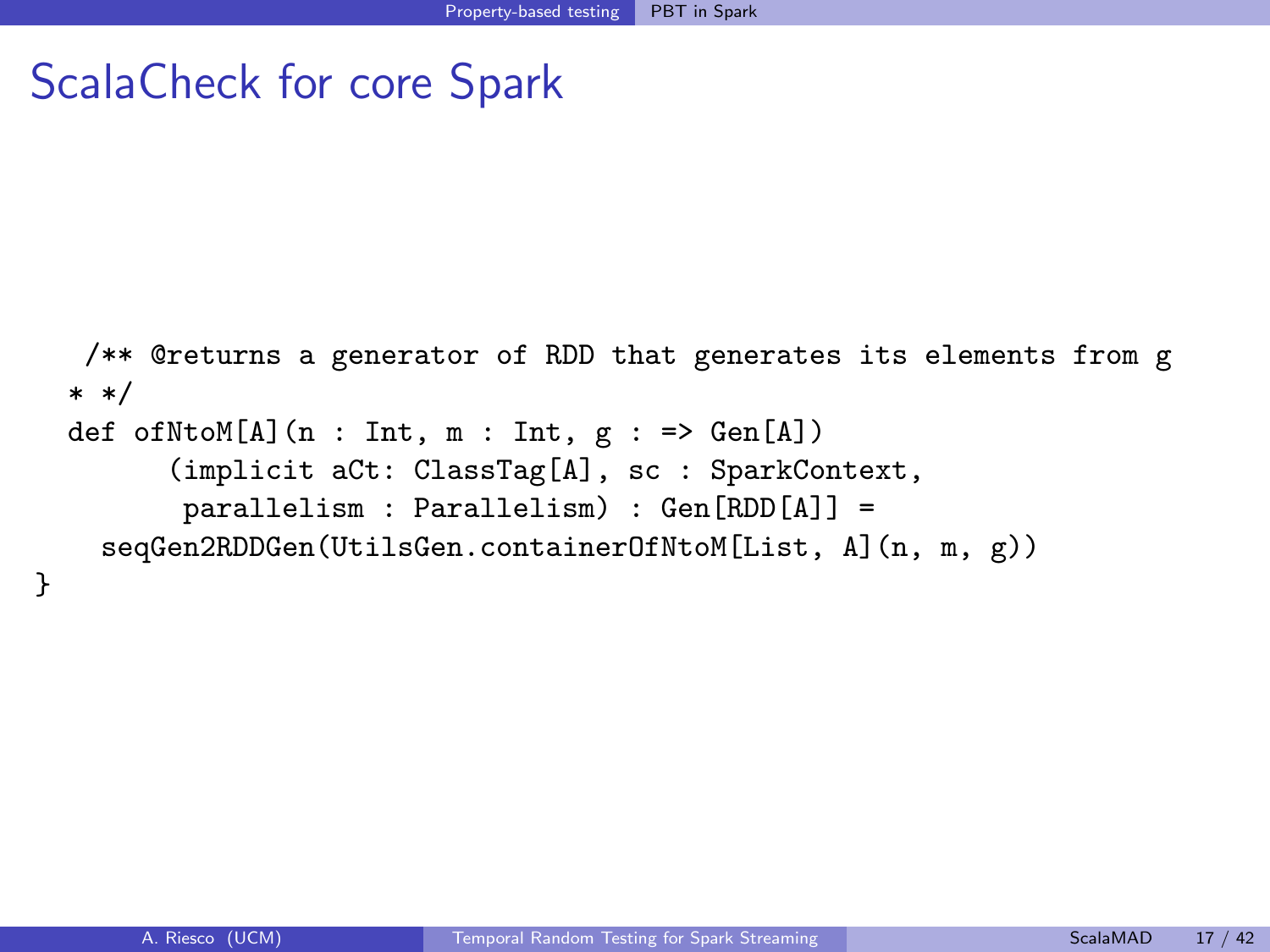# ScalaCheck for core Spark

```
   /** @returns a generator of RDD that generates its elements from g
  * */
  def ofNtoM[A](n : Int, m : Int, g : => Gen[A])
       (implicit aCt: ClassTag[A], sc : SparkContext,
        parallelism : Parallelism) : Gen[RDD[A]] =
    seqGen2RDDGen(UtilsGen.containerOfNtoM[List, A](n, m, g))
}
```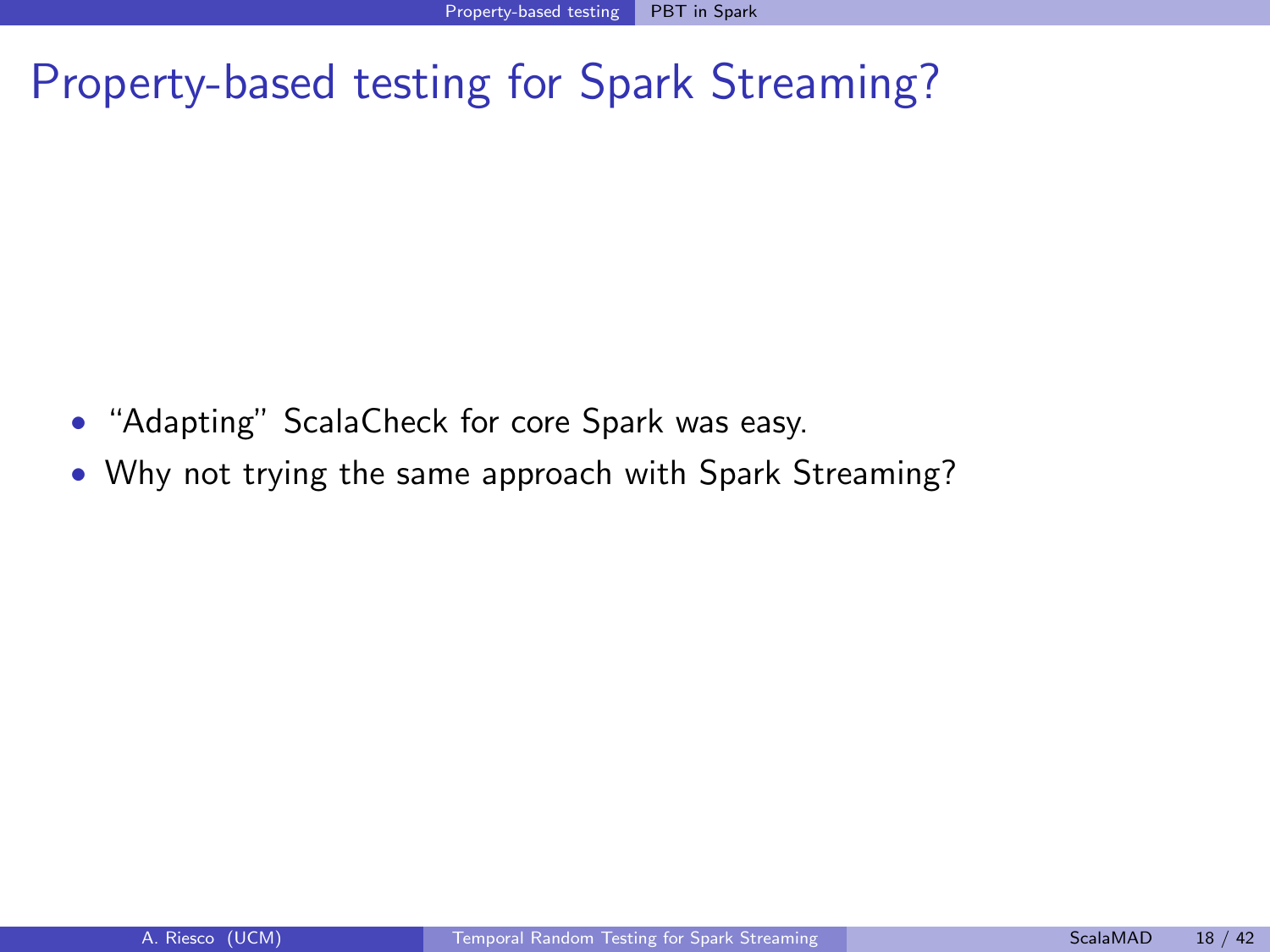# Property-based testing for Spark Streaming?

- “Adapting” ScalaCheck for core Spark was easy.
- Why not trying the same approach with Spark Streaming?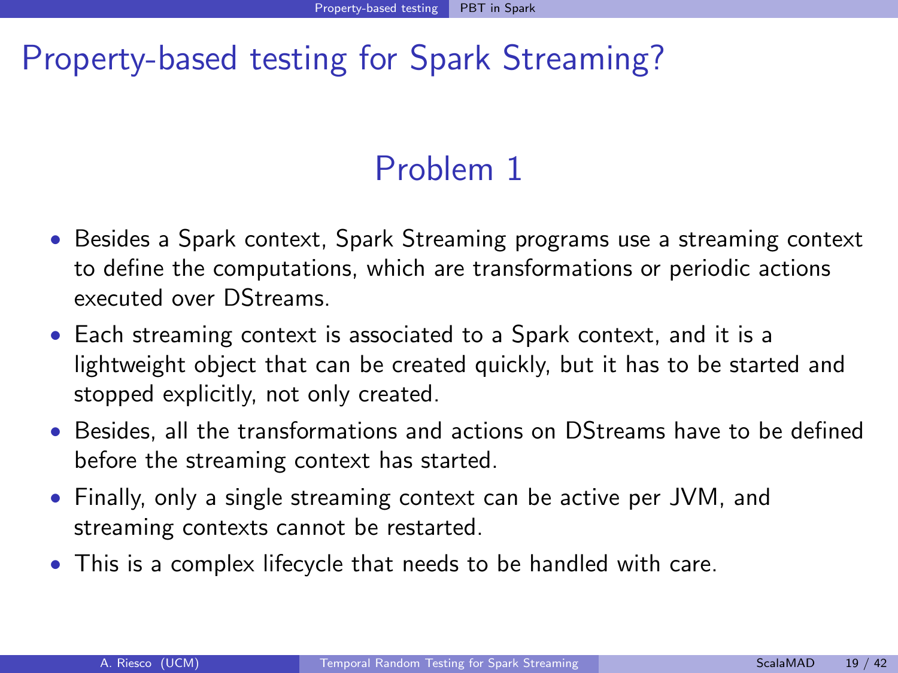# Property-based testing for Spark Streaming?

## Problem 1

- Besides a Spark context, Spark Streaming programs use a streaming context to define the computations, which are transformations or periodic actions executed over DStreams.
- Each streaming context is associated to a Spark context, and it is a lightweight object that can be created quickly, but it has to be started and stopped explicitly, not only created.
- Besides, all the transformations and actions on DStreams have to be defined before the streaming context has started.
- Finally, only a single streaming context can be active per JVM, and streaming contexts cannot be restarted.
- This is a complex lifecycle that needs to be handled with care.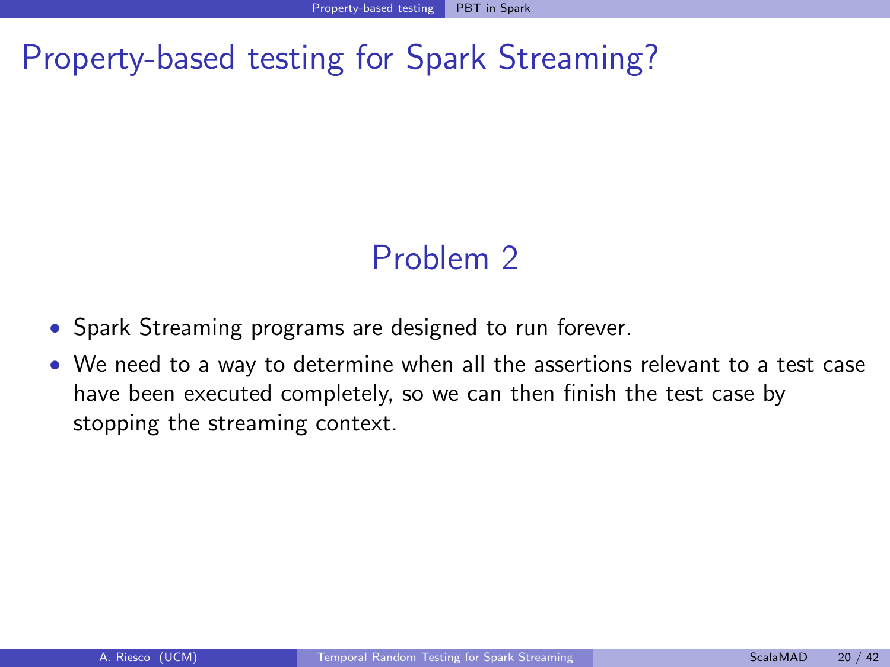# Property-based testing for Spark Streaming?

## Problem 2

- Spark Streaming programs are designed to run forever.
- We need to a way to determine when all the assertions relevant to a test case have been executed completely, so we can then finish the test case by stopping the streaming context.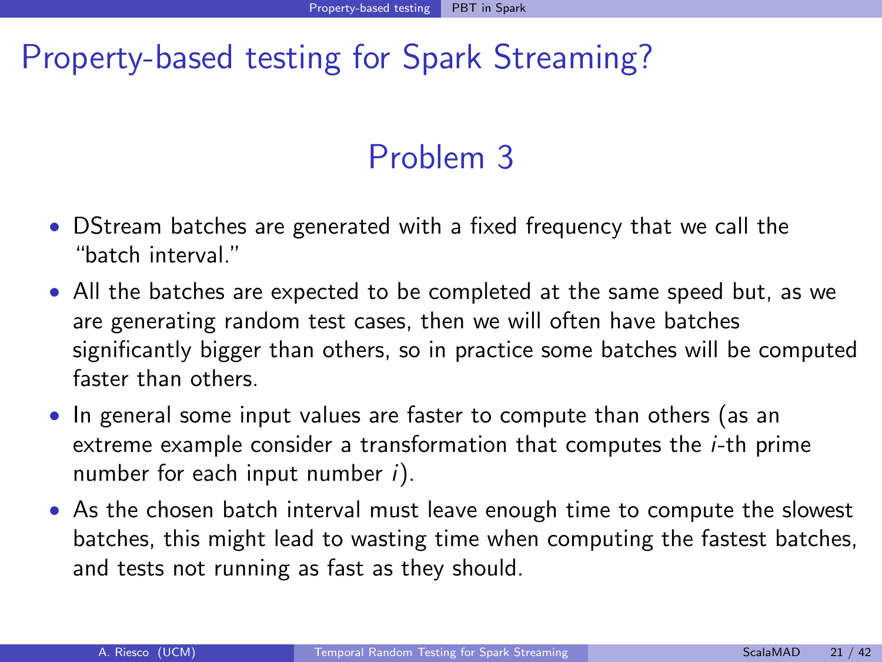# Property-based testing for Spark Streaming?

## Problem 3

- DStream batches are generated with a fixed frequency that we call the "batch interval."
- All the batches are expected to be completed at the same speed but, as we are generating random test cases, then we will often have batches significantly bigger than others, so in practice some batches will be computed faster than others.
- In general some input values are faster to compute than others (as an extreme example consider a transformation that computes the $i$-th prime number for each input number $i$).
- As the chosen batch interval must leave enough time to compute the slowest batches, this might lead to wasting time when computing the fastest batches, and tests not running as fast as they should.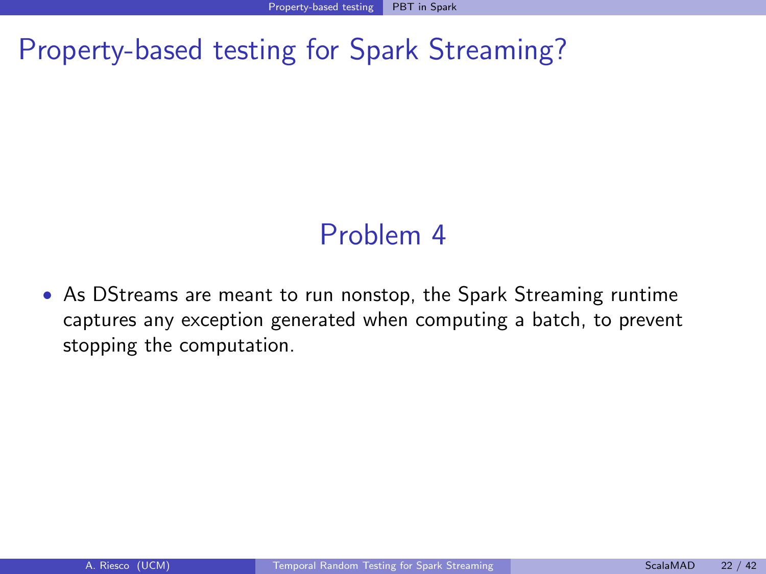# Property-based testing for Spark Streaming?

## Problem 4

- As DStreams are meant to run nonstop, the Spark Streaming runtime captures any exception generated when computing a batch, to prevent stopping the computation.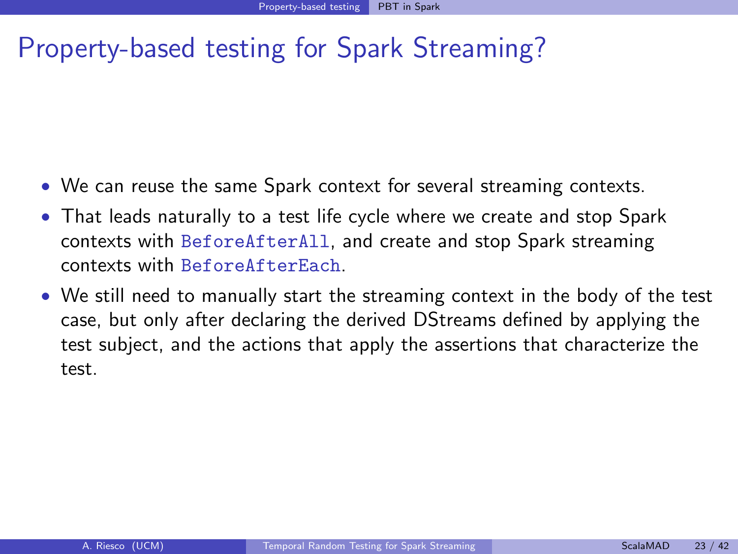# Property-based testing for Spark Streaming?

- We can reuse the same Spark context for several streaming contexts.
- That leads naturally to a test life cycle where we create and stop Spark contexts with `BeforeAfterAll`, and create and stop Spark streaming contexts with `BeforeAfterEach`.
- We still need to manually start the streaming context in the body of the test case, but only after declaring the derived DStreams defined by applying the test subject, and the actions that apply the assertions that characterize the test.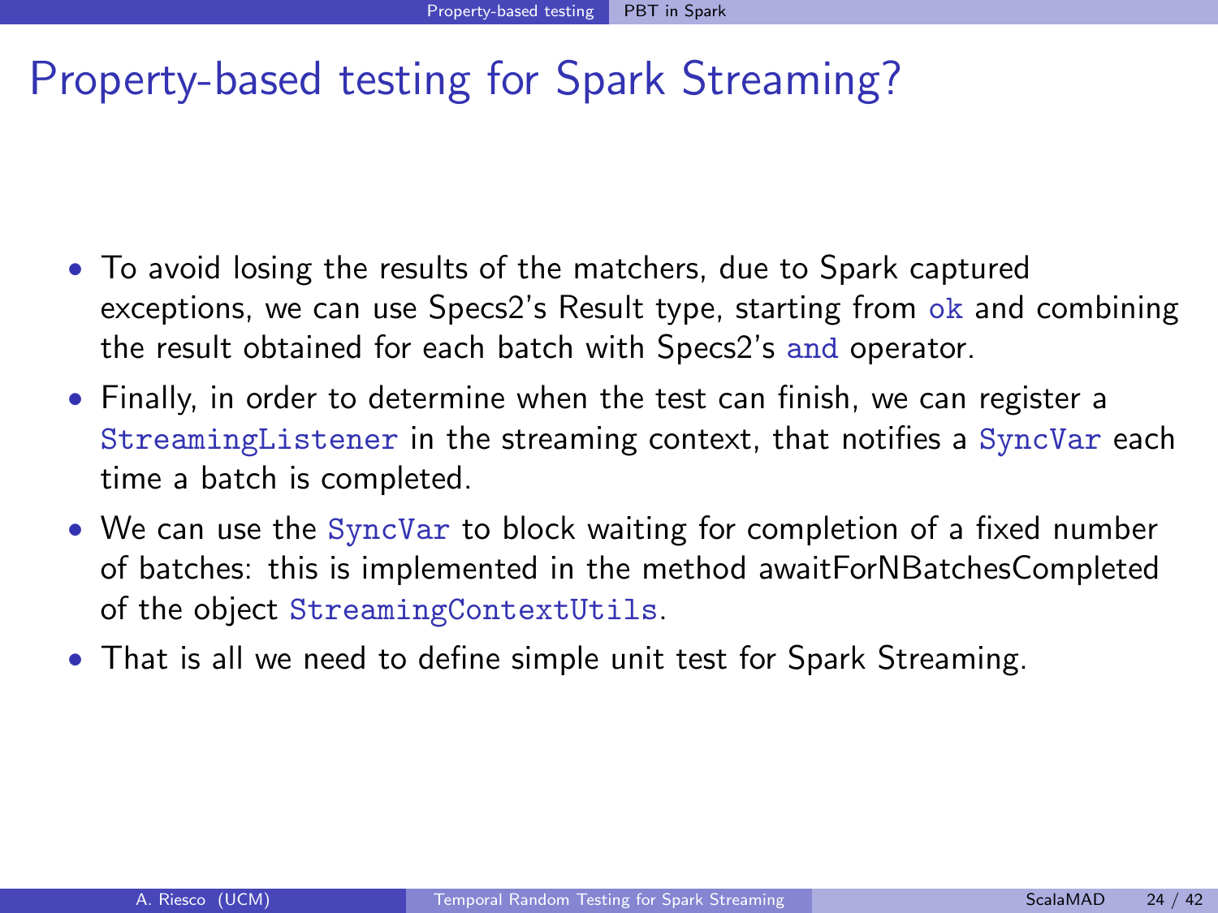# Property-based testing for Spark Streaming?

- To avoid losing the results of the matchers, due to Spark captured exceptions, we can use Specs2's Result type, starting from `ok` and combining the result obtained for each batch with Specs2's `and` operator.
- Finally, in order to determine when the test can finish, we can register a `StreamingListener` in the streaming context, that notifies a `SyncVar` each time a batch is completed.
- We can use the `SyncVar` to block waiting for completion of a fixed number of batches: this is implemented in the method awaitForNBatchesCompleted of the object `StreamingContextUtils`.
- That is all we need to define simple unit test for Spark Streaming.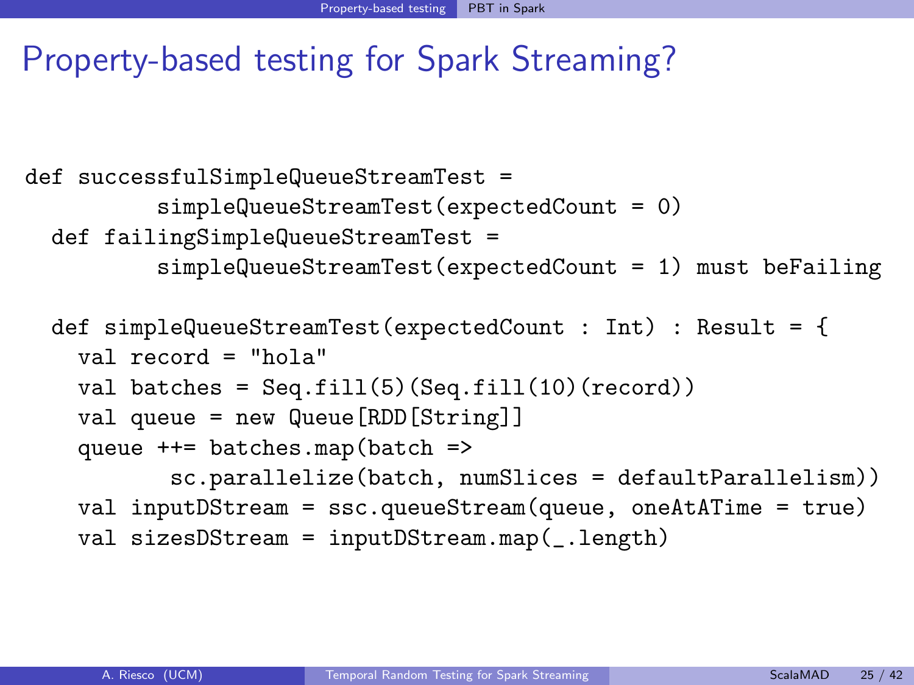# Property-based testing for Spark Streaming?

```
def successfulSimpleQueueStreamTest =
        simpleQueueStreamTest(expectedCount = 0)
  def failingSimpleQueueStreamTest =
        simpleQueueStreamTest(expectedCount = 1) must beFailing

  def simpleQueueStreamTest(expectedCount : Int) : Result = {
    val record = "hola"
    val batches = Seq.fill(5)(Seq.fill(10)(record))
    val queue = new Queue[RDD[String]]
    queue ++= batches.map(batch =>
          sc.parallelize(batch, numSlices = defaultParallelism))
    val inputDStream = ssc.queueStream(queue, oneAtATime = true)
    val sizesDStream = inputDStream.map(_.length)
```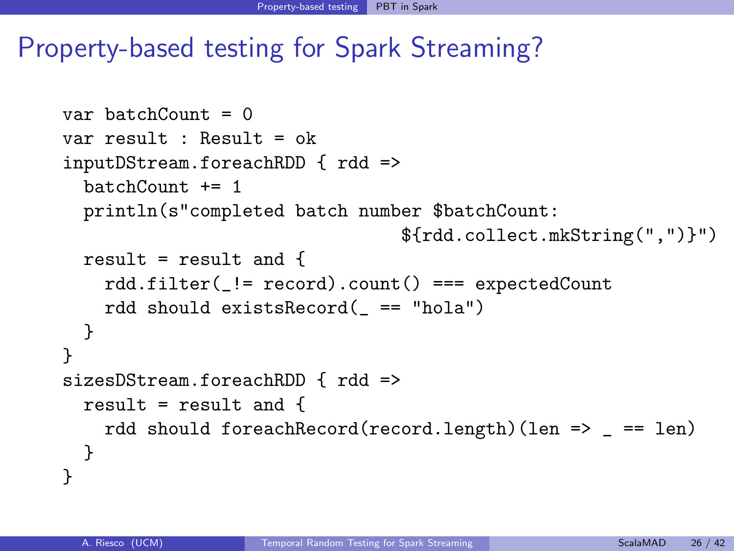# Property-based testing for Spark Streaming?

```
var batchCount = 0
var result : Result = ok
inputDStream.foreachRDD { rdd =>
  batchCount += 1
  println(s"completed batch number $batchCount:
                                ${rdd.collect.mkString(",")}")
  result = result and {
    rdd.filter(_!= record).count() === expectedCount
    rdd should existsRecord(_ == "hola")
  }
}
sizesDStream.foreachRDD { rdd =>
  result = result and {
    rdd should foreachRecord(record.length)(len => _ == len)
  }
}
```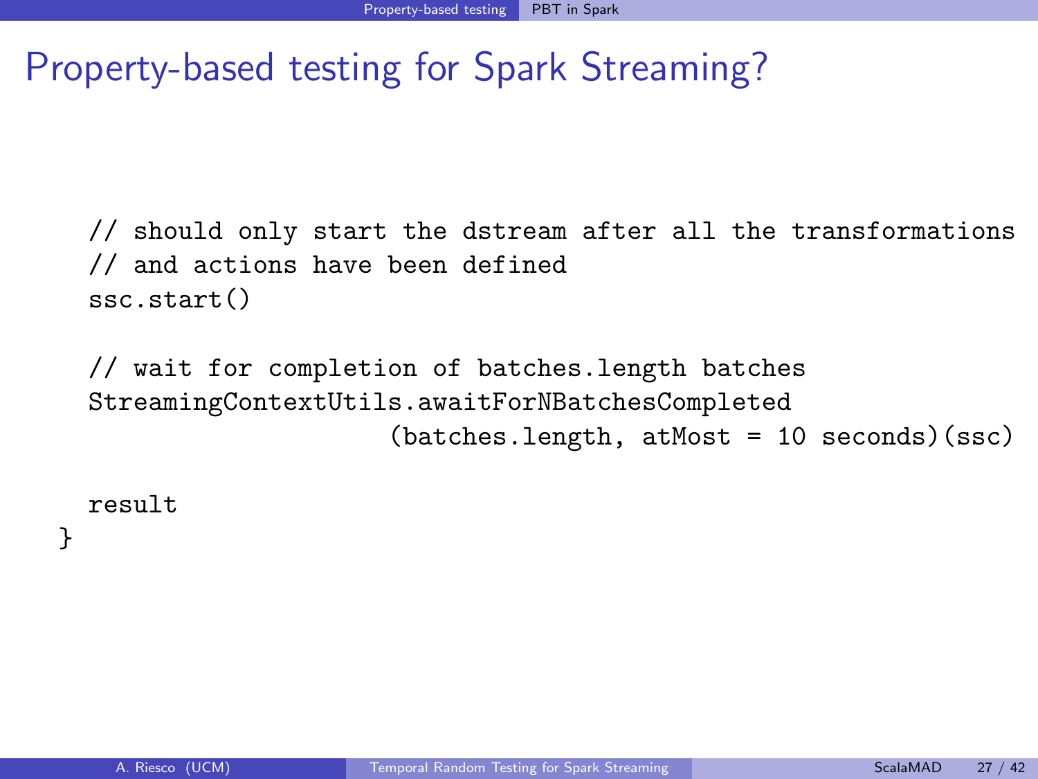# Property-based testing for Spark Streaming?

```
  // should only start the dstream after all the transformations
  // and actions have been defined
  ssc.start()

  // wait for completion of batches.length batches
  StreamingContextUtils.awaitForNBatchesCompleted
                    (batches.length, atMost = 10 seconds)(ssc)

  result
}
```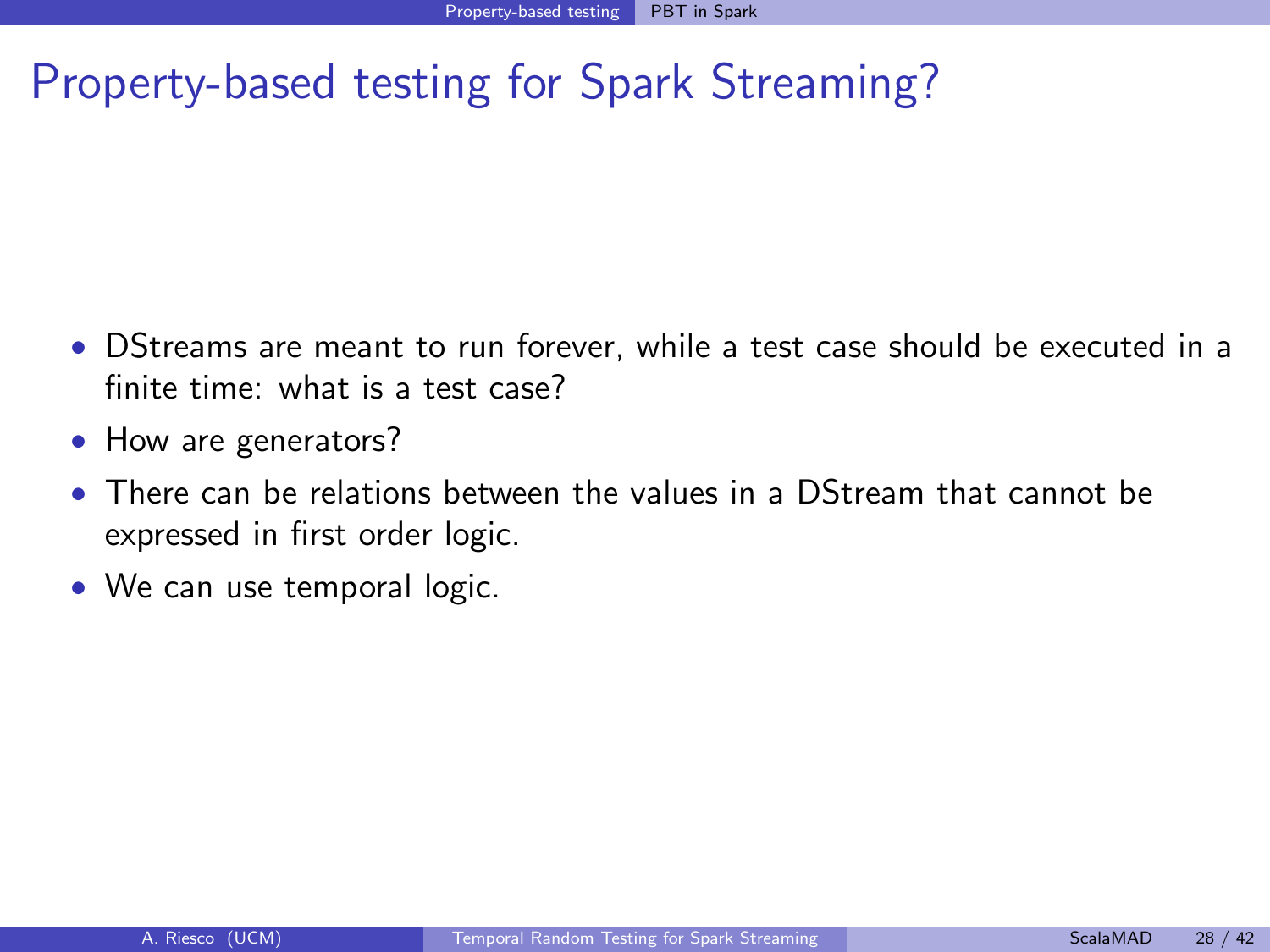# Property-based testing for Spark Streaming?

- DStreams are meant to run forever, while a test case should be executed in a finite time: what is a test case?
- How are generators?
- There can be relations between the values in a DStream that cannot be expressed in first order logic.
- We can use temporal logic.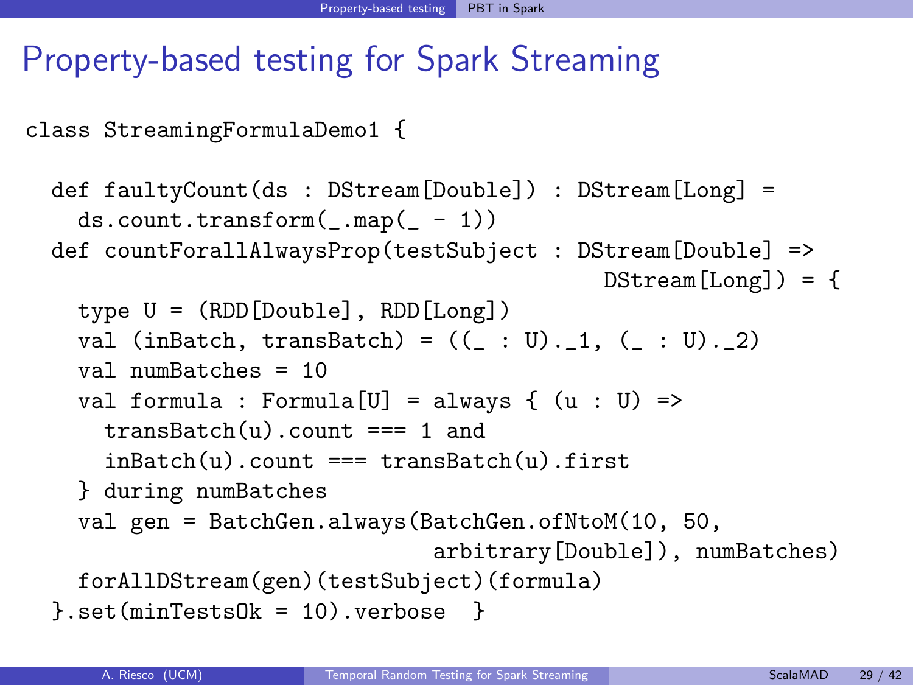# Property-based testing for Spark Streaming

```
class StreamingFormulaDemo1 {

  def faultyCount(ds : DStream[Double]) : DStream[Long] =
    ds.count.transform(_.map(_ - 1))
  def countForallAlwaysProp(testSubject : DStream[Double] =>
                                               DStream[Long]) = {
    type U = (RDD[Double], RDD[Long])
    val (inBatch, transBatch) = ((_ : U)._1, (_ : U)._2)
    val numBatches = 10
    val formula : Formula[U] = always { (u : U) =>
      transBatch(u).count === 1 and
      inBatch(u).count === transBatch(u).first
    } during numBatches
    val gen = BatchGen.always(BatchGen.ofNtoM(10, 50,
                               arbitrary[Double]), numBatches)
    forAllDStream(gen)(testSubject)(formula)
  }.set(minTestsOk = 10).verbose  }
```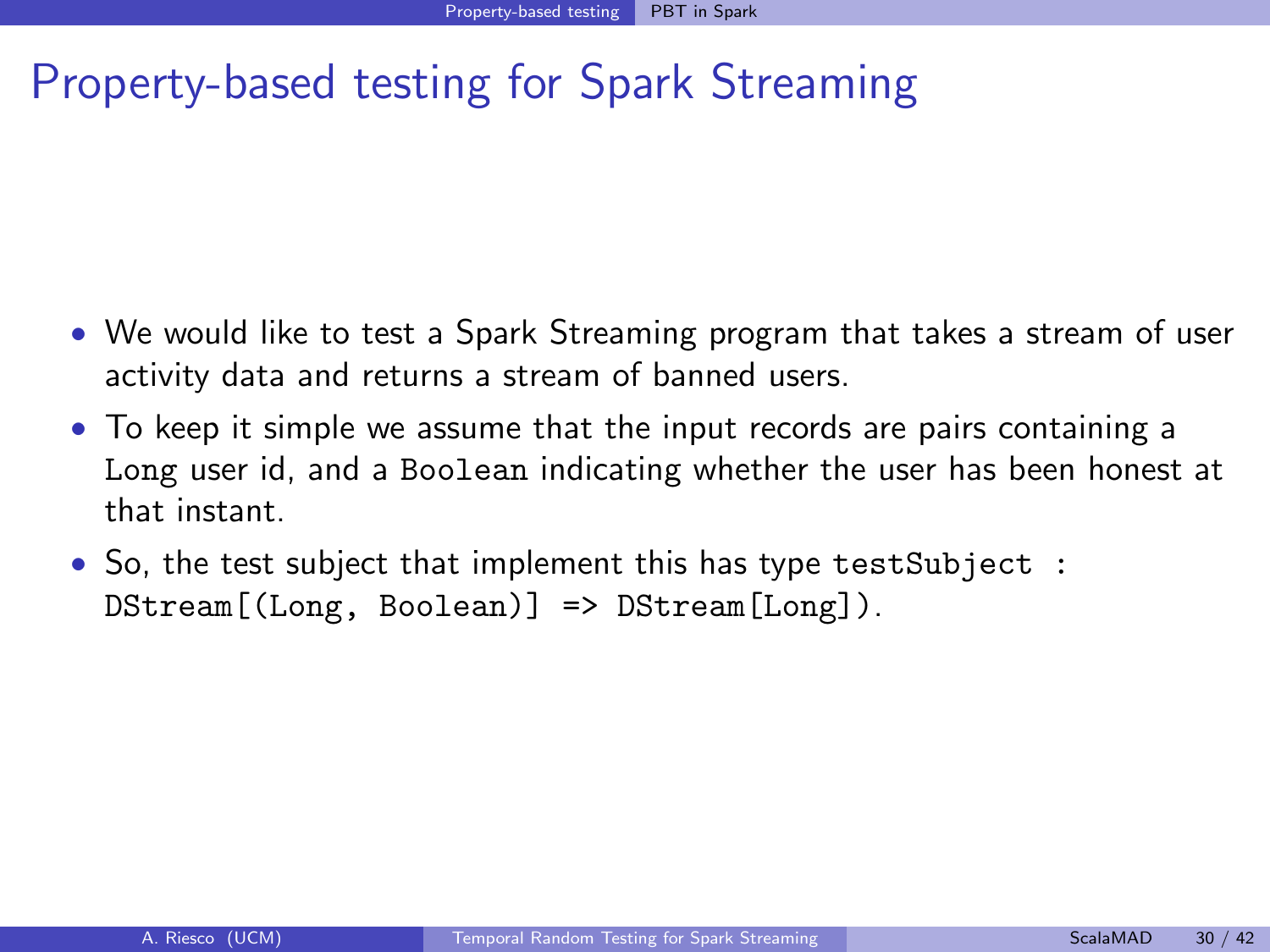# Property-based testing for Spark Streaming

- We would like to test a Spark Streaming program that takes a stream of user activity data and returns a stream of banned users.
- To keep it simple we assume that the input records are pairs containing a `Long` user id, and a `Boolean` indicating whether the user has been honest at that instant.
- So, the test subject that implement this has type `testSubject : DStream[(Long, Boolean)] => DStream[Long])`.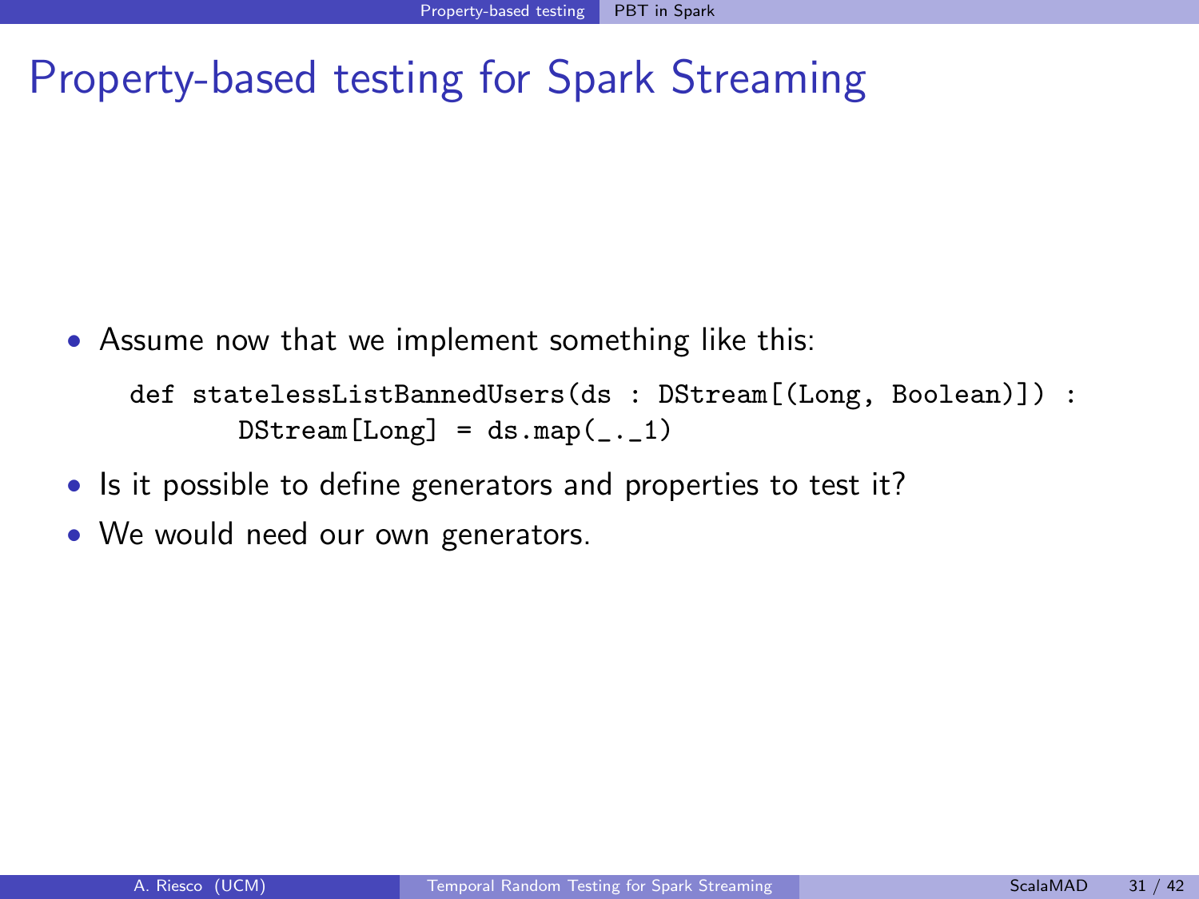# Property-based testing for Spark Streaming

- Assume now that we implement something like this:

```
def statelessListBannedUsers(ds : DStream[(Long, Boolean)]) :
      DStream[Long] = ds.map(_._1)
```

- Is it possible to define generators and properties to test it?
- We would need our own generators.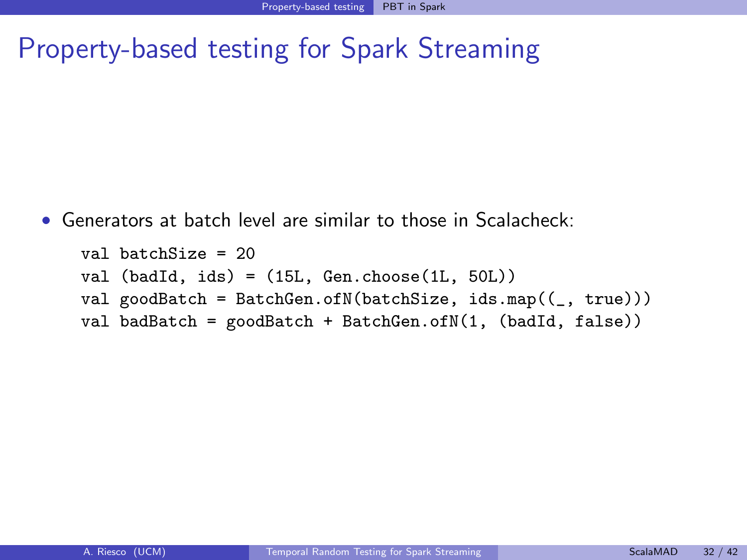# Property-based testing for Spark Streaming

- Generators at batch level are similar to those in Scalacheck:

```
val batchSize = 20
val (badId, ids) = (15L, Gen.choose(1L, 50L))
val goodBatch = BatchGen.ofN(batchSize, ids.map((_, true)))
val badBatch = goodBatch + BatchGen.ofN(1, (badId, false))
```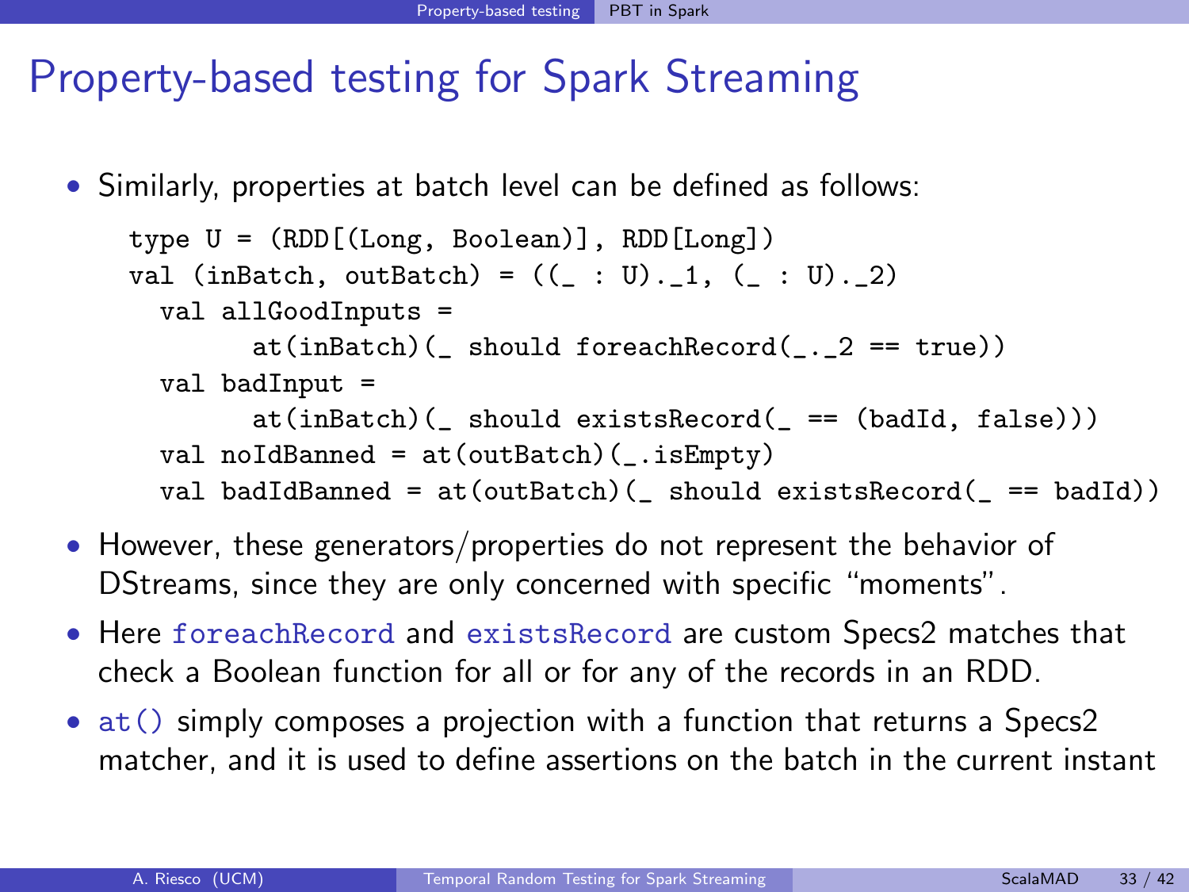# Property-based testing for Spark Streaming

- Similarly, properties at batch level can be defined as follows:

```
type U = (RDD[(Long, Boolean)], RDD[Long])
val (inBatch, outBatch) = ((_ : U)._1, (_ : U)._2)
  val allGoodInputs =
        at(inBatch)(_ should foreachRecord(_._2 == true))
  val badInput =
        at(inBatch)(_ should existsRecord(_ == (badId, false)))
  val noIdBanned = at(outBatch)(_.isEmpty)
  val badIdBanned = at(outBatch)(_ should existsRecord(_ == badId))
```

- However, these generators/properties do not represent the behavior of DStreams, since they are only concerned with specific "moments".
- Here `foreachRecord` and `existsRecord` are custom Specs2 matches that check a Boolean function for all or for any of the records in an RDD.
- `at()` simply composes a projection with a function that returns a Specs2 matcher, and it is used to define assertions on the batch in the current instant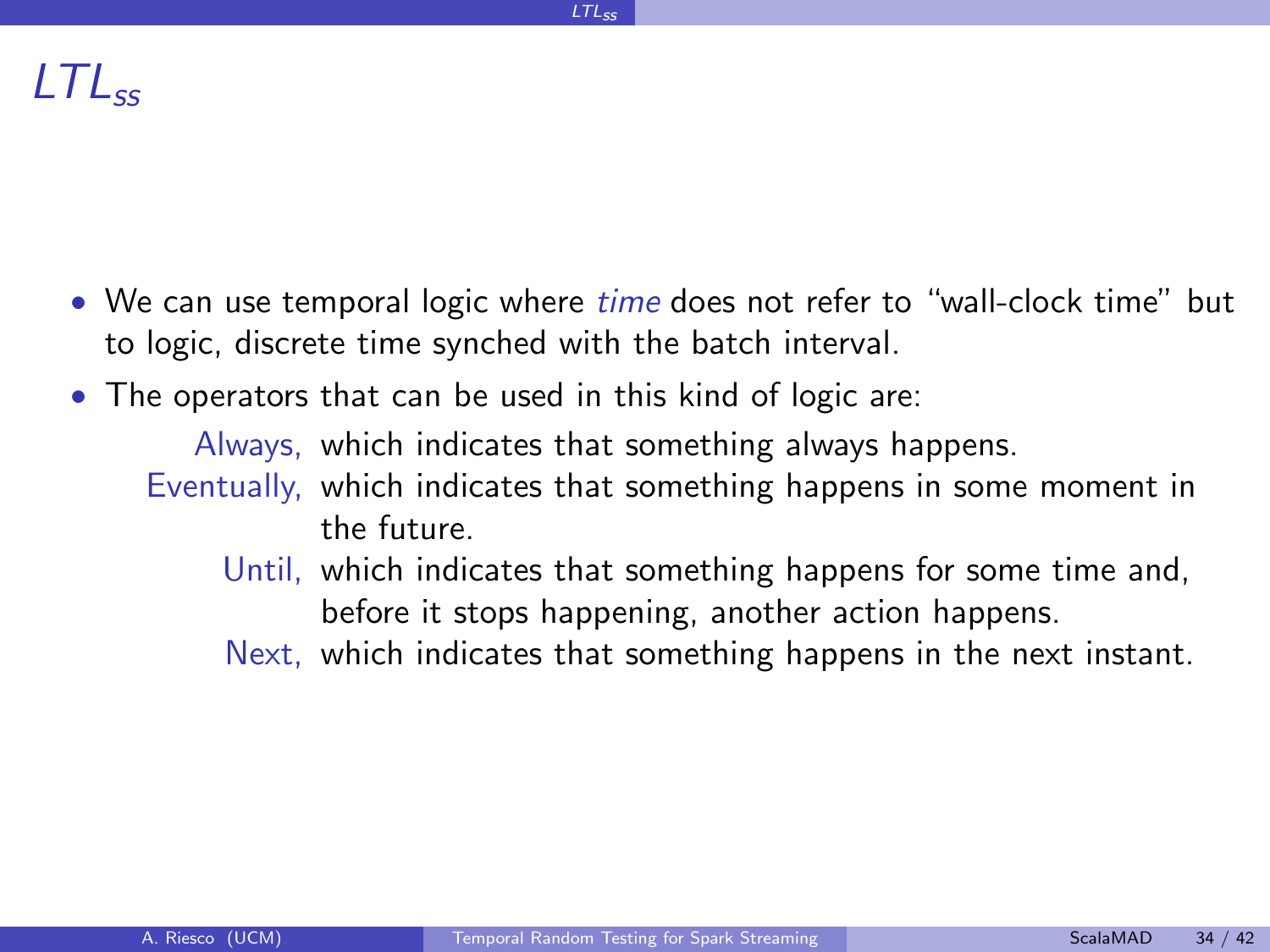# $LTL_{ss}$

- We can use temporal logic where *time* does not refer to "wall-clock time" but to logic, discrete time synched with the batch interval.
- The operators that can be used in this kind of logic are:

  **Always,** which indicates that something always happens.

  **Eventually,** which indicates that something happens in some moment in the future.

  **Until,** which indicates that something happens for some time and, before it stops happening, another action happens.

  **Next,** which indicates that something happens in the next instant.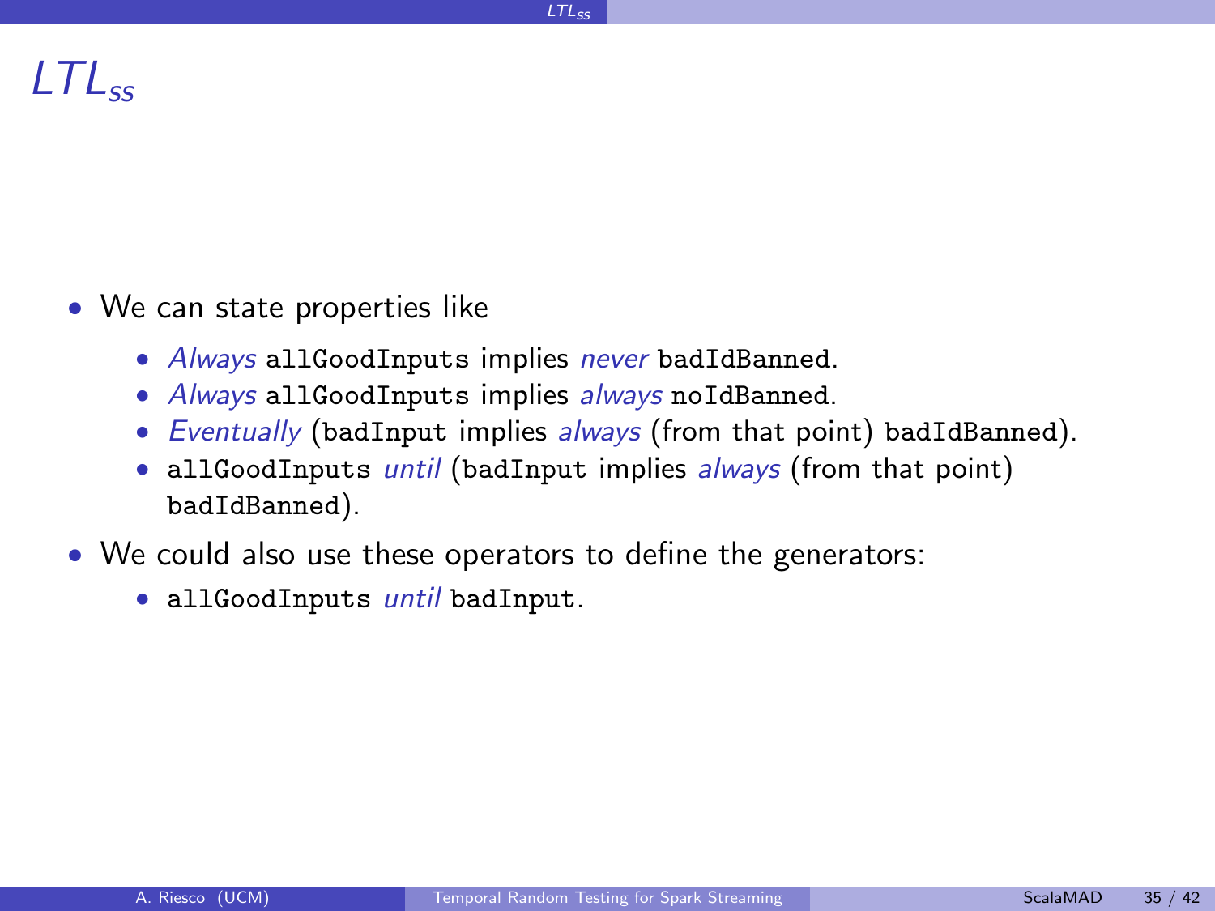# $LTL_{ss}$

- We can state properties like
  - *Always* `allGoodInputs` implies *never* `badIdBanned`.
  - *Always* `allGoodInputs` implies *always* `noIdBanned`.
  - *Eventually* (`badInput` implies *always* (from that point) `badIdBanned`).
  - `allGoodInputs` *until* (`badInput` implies *always* (from that point) `badIdBanned`).
- We could also use these operators to define the generators:
  - `allGoodInputs` *until* `badInput`.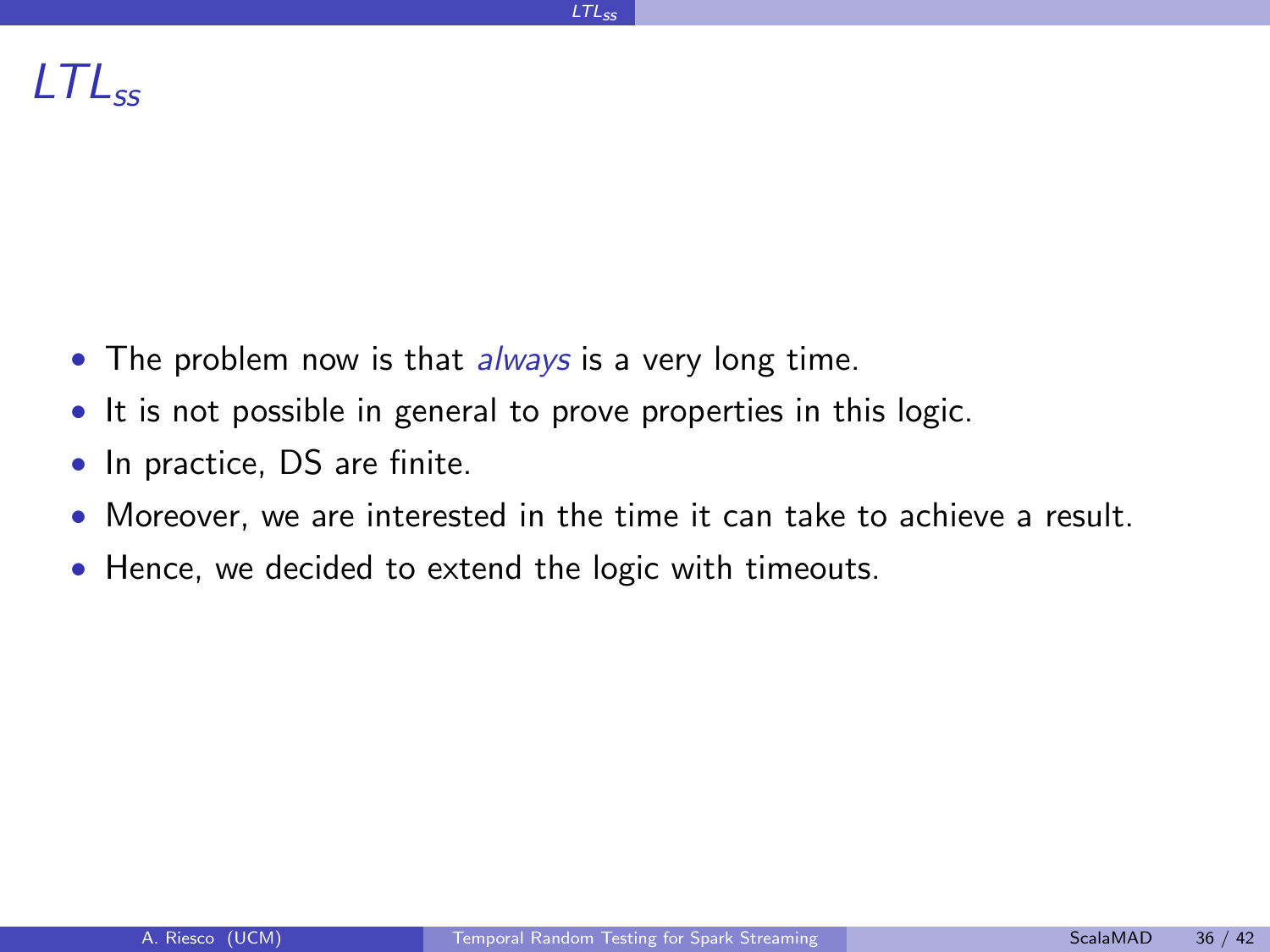# $LTL_{ss}$

- The problem now is that *always* is a very long time.
- It is not possible in general to prove properties in this logic.
- In practice, DS are finite.
- Moreover, we are interested in the time it can take to achieve a result.
- Hence, we decided to extend the logic with timeouts.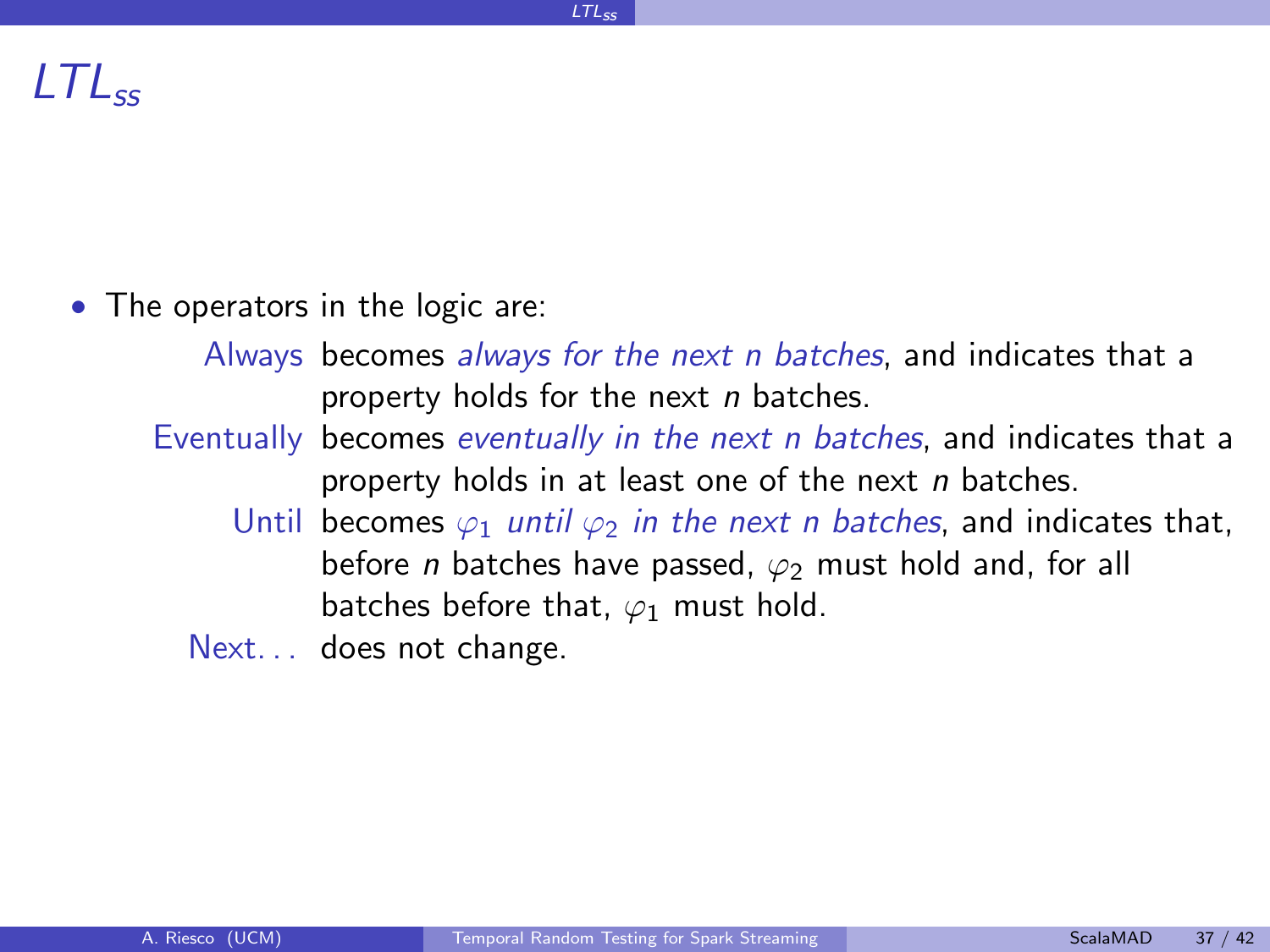# $LTL_{ss}$

- The operators in the logic are:

  **Always** becomes *always for the next n batches*, and indicates that a property holds for the next $n$ batches.

  **Eventually** becomes *eventually in the next n batches*, and indicates that a property holds in at least one of the next $n$ batches.

  **Until** becomes $\varphi_1$ *until* $\varphi_2$ *in the next n batches*, and indicates that, before $n$ batches have passed, $\varphi_2$ must hold and, for all batches before that, $\varphi_1$ must hold.

  **Next...** does not change.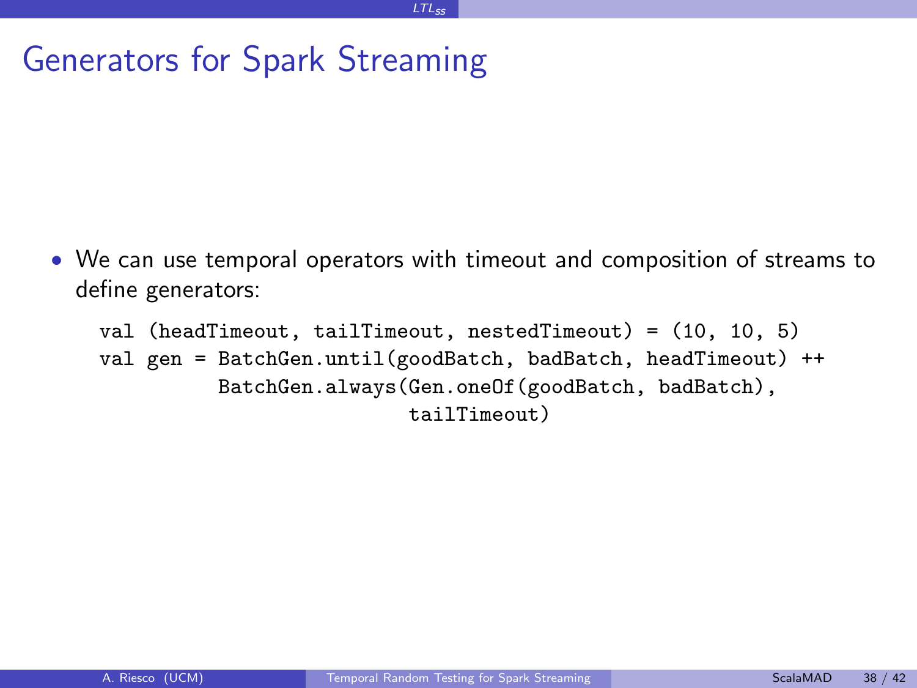# Generators for Spark Streaming

- We can use temporal operators with timeout and composition of streams to define generators:

```
val (headTimeout, tailTimeout, nestedTimeout) = (10, 10, 5)
val gen = BatchGen.until(goodBatch, badBatch, headTimeout) ++
          BatchGen.always(Gen.oneOf(goodBatch, badBatch),
                          tailTimeout)
```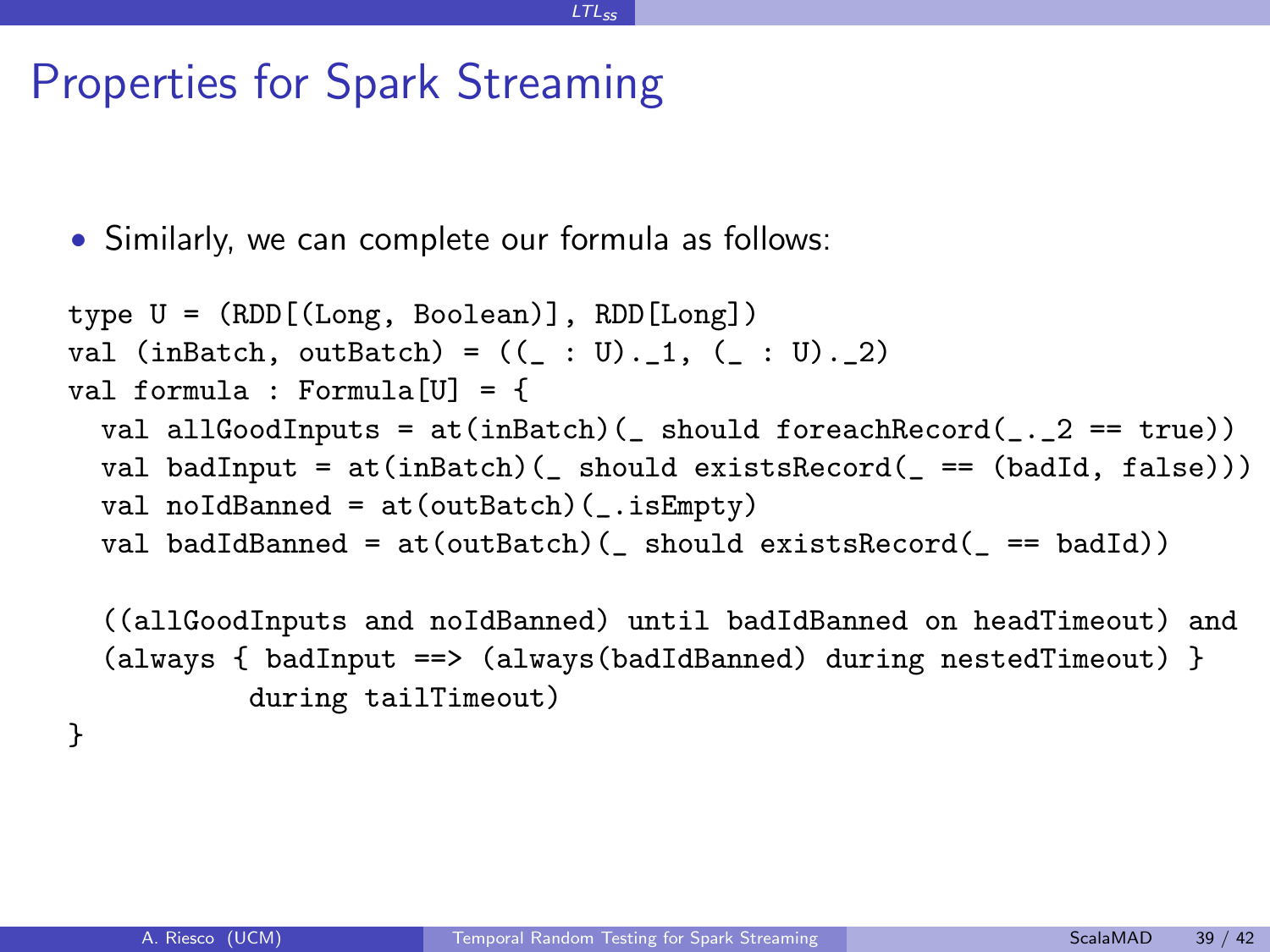# Properties for Spark Streaming

- Similarly, we can complete our formula as follows:

```
type U = (RDD[(Long, Boolean)], RDD[Long])
val (inBatch, outBatch) = ((_ : U)._1, (_ : U)._2)
val formula : Formula[U] = {
  val allGoodInputs = at(inBatch)(_ should foreachRecord(_._2 == true))
  val badInput = at(inBatch)(_ should existsRecord(_ == (badId, false)))
  val noIdBanned = at(outBatch)(_.isEmpty)
  val badIdBanned = at(outBatch)(_ should existsRecord(_ == badId))

  ((allGoodInputs and noIdBanned) until badIdBanned on headTimeout) and
  (always { badInput ==> (always(badIdBanned) during nestedTimeout) }
           during tailTimeout)
}
```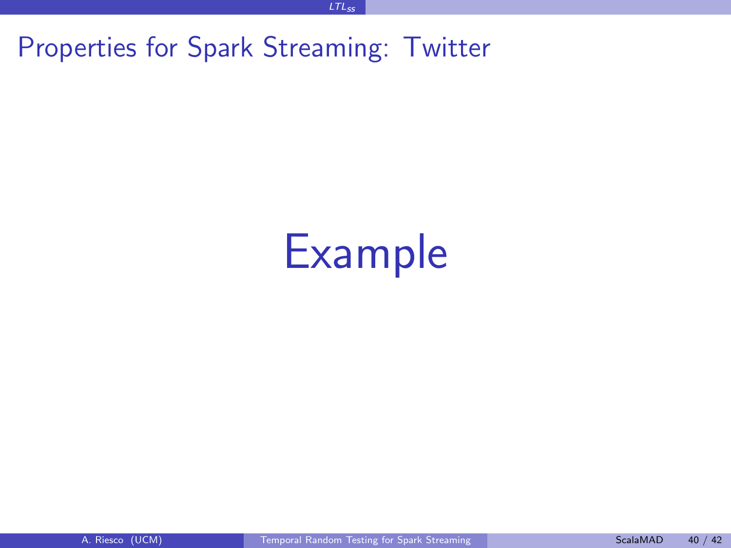# Properties for Spark Streaming: Twitter

Example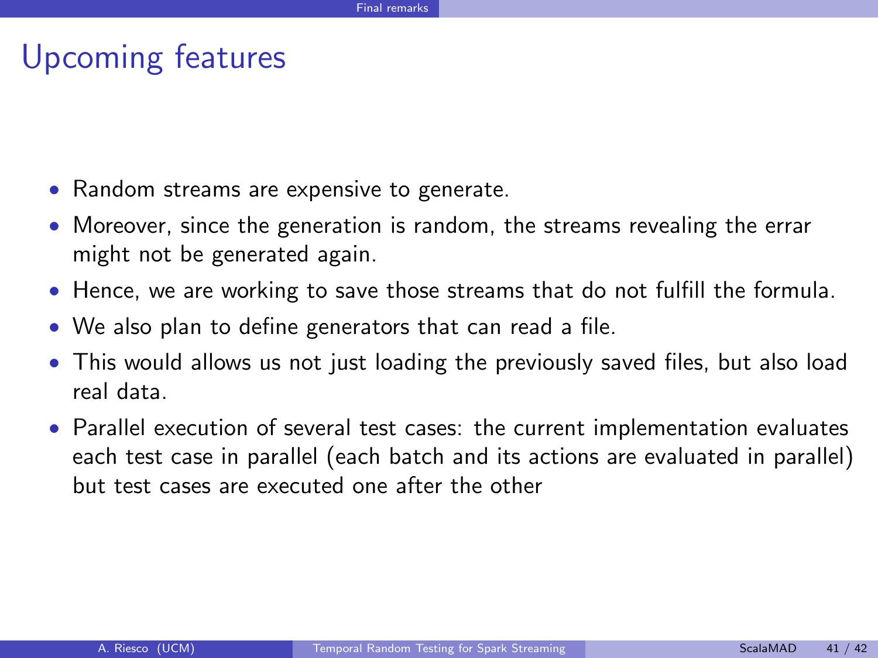# Upcoming features

- Random streams are expensive to generate.
- Moreover, since the generation is random, the streams revealing the errar might not be generated again.
- Hence, we are working to save those streams that do not fulfill the formula.
- We also plan to define generators that can read a file.
- This would allows us not just loading the previously saved files, but also load real data.
- Parallel execution of several test cases: the current implementation evaluates each test case in parallel (each batch and its actions are evaluated in parallel) but test cases are executed one after the other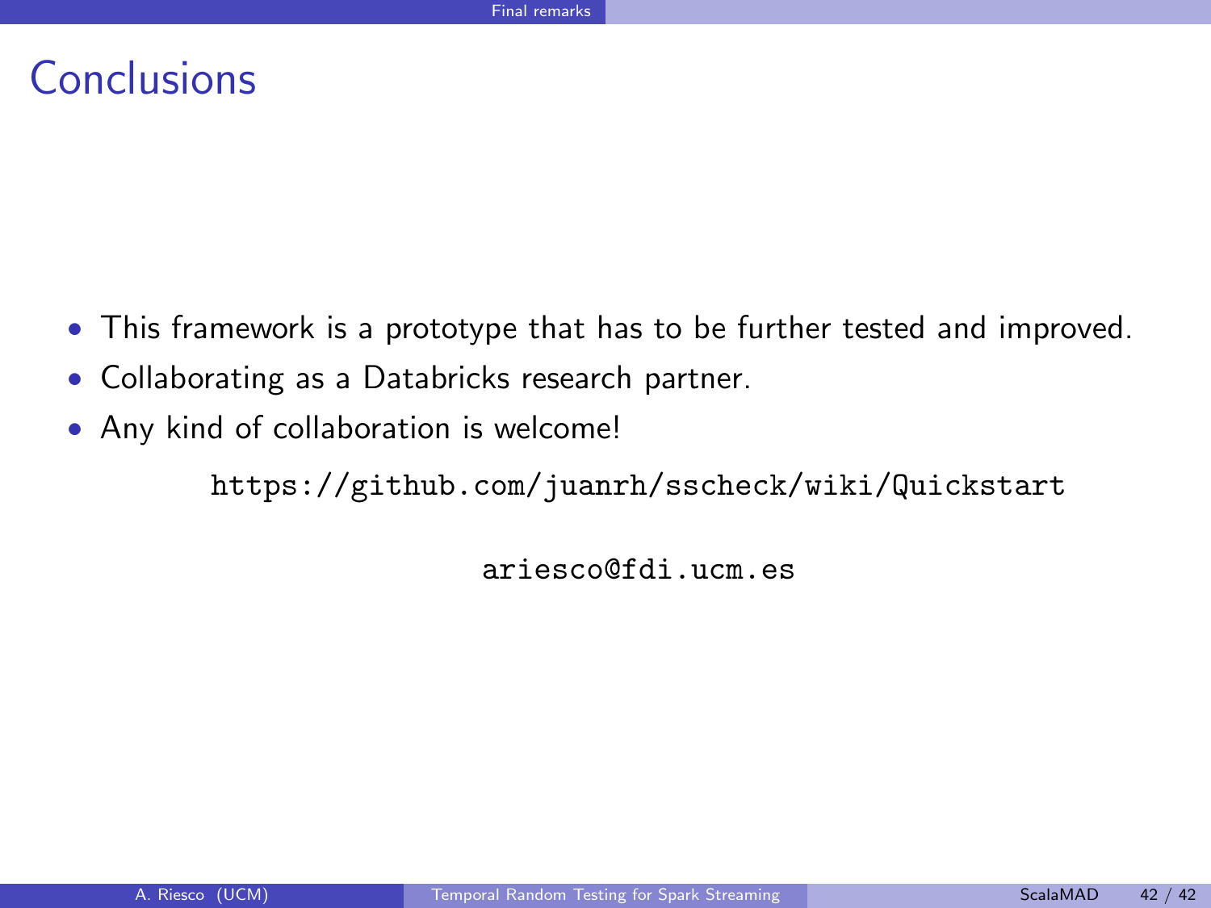# Conclusions

- This framework is a prototype that has to be further tested and improved.
- Collaborating as a Databricks research partner.
- Any kind of collaboration is welcome!

`https://github.com/juanrh/sscheck/wiki/Quickstart`

`ariesco@fdi.ucm.es`